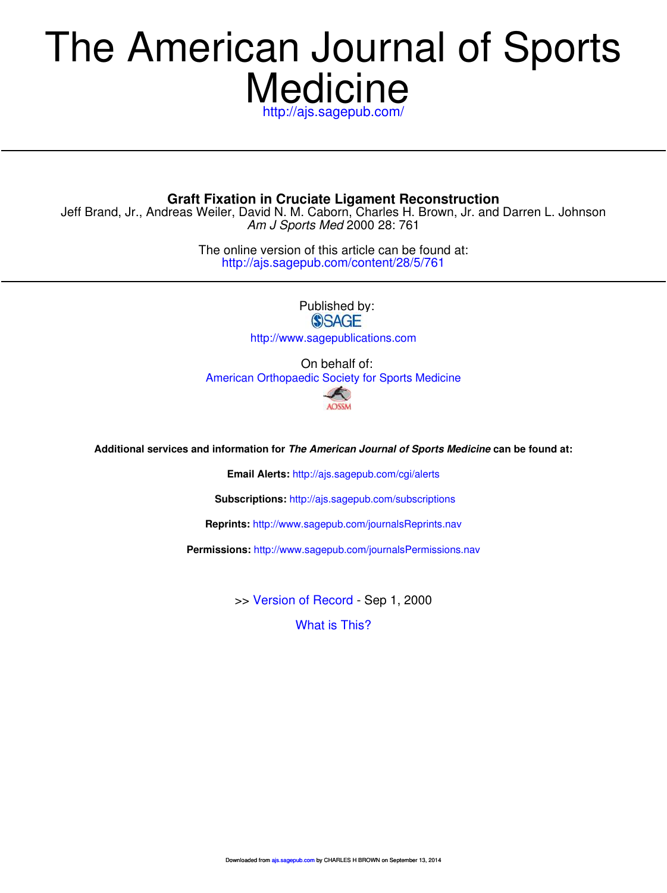# The American Journal of Sports Medicine

http://ajs.sagepub.com/

## Graft Fixation in Cruciate Ligament Reconstruction

Jeff Brand, Jr., Andreas Weiler, David N. M. Caborn, Charles H. Brown, Jr. and Darren L. Johnson

*Am J Sports Med* 2000 28: 761

The online version of this article can be found at:
http://ajs.sagepub.com/content/28/5/761

Published by:
SAGE
http://www.sagepublications.com

On behalf of:
American Orthopaedic Society for Sports Medicine

**Additional services and information for *The American Journal of Sports Medicine* can be found at:**

**Email Alerts:** http://ajs.sagepub.com/cgi/alerts

**Subscriptions:** http://ajs.sagepub.com/subscriptions

**Reprints:** http://www.sagepub.com/journalsReprints.nav

**Permissions:** http://www.sagepub.com/journalsPermissions.nav

>> Version of Record - Sep 1, 2000

What is This?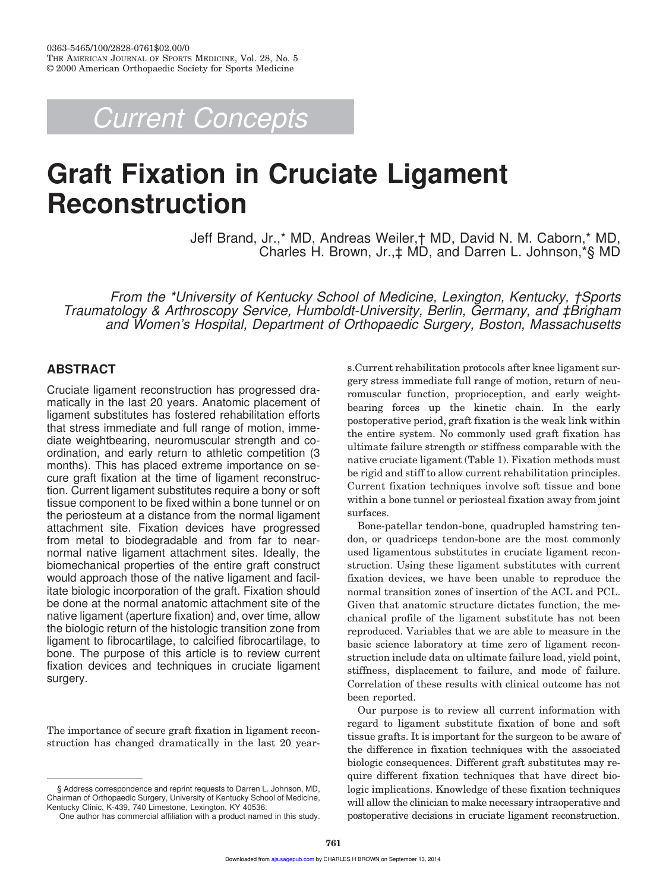# Current Concepts

# Graft Fixation in Cruciate Ligament Reconstruction

Jeff Brand, Jr.,* MD, Andreas Weiler,† MD, David N. M. Caborn,* MD, Charles H. Brown, Jr.,‡ MD, and Darren L. Johnson,*§ MD

*From the \*University of Kentucky School of Medicine, Lexington, Kentucky, †Sports Traumatology & Arthroscopy Service, Humboldt-University, Berlin, Germany, and ‡Brigham and Women's Hospital, Department of Orthopaedic Surgery, Boston, Massachusetts*

## ABSTRACT

Cruciate ligament reconstruction has progressed dramatically in the last 20 years. Anatomic placement of ligament substitutes has fostered rehabilitation efforts that stress immediate and full range of motion, immediate weightbearing, neuromuscular strength and coordination, and early return to athletic competition (3 months). This has placed extreme importance on secure graft fixation at the time of ligament reconstruction. Current ligament substitutes require a bony or soft tissue component to be fixed within a bone tunnel or on the periosteum at a distance from the normal ligament attachment site. Fixation devices have progressed from metal to biodegradable and from far to near-normal native ligament attachment sites. Ideally, the biomechanical properties of the entire graft construct would approach those of the native ligament and facilitate biologic incorporation of the graft. Fixation should be done at the normal anatomic attachment site of the native ligament (aperture fixation) and, over time, allow the biologic return of the histologic transition zone from ligament to fibrocartilage, to calcified fibrocartilage, to bone. The purpose of this article is to review current fixation devices and techniques in cruciate ligament surgery.

The importance of secure graft fixation in ligament reconstruction has changed dramatically in the last 20 years.Current rehabilitation protocols after knee ligament surgery stress immediate full range of motion, return of neuromuscular function, proprioception, and early weightbearing forces up the kinetic chain. In the early postoperative period, graft fixation is the weak link within the entire system. No commonly used graft fixation has ultimate failure strength or stiffness comparable with the native cruciate ligament (Table 1). Fixation methods must be rigid and stiff to allow current rehabilitation principles. Current fixation techniques involve soft tissue and bone within a bone tunnel or periosteal fixation away from joint surfaces.

Bone-patellar tendon-bone, quadrupled hamstring tendon, or quadriceps tendon-bone are the most commonly used ligamentous substitutes in cruciate ligament reconstruction. Using these ligament substitutes with current fixation devices, we have been unable to reproduce the normal transition zones of insertion of the ACL and PCL. Given that anatomic structure dictates function, the mechanical profile of the ligament substitute has not been reproduced. Variables that we are able to measure in the basic science laboratory at time zero of ligament reconstruction include data on ultimate failure load, yield point, stiffness, displacement to failure, and mode of failure. Correlation of these results with clinical outcome has not been reported.

Our purpose is to review all current information with regard to ligament substitute fixation of bone and soft tissue grafts. It is important for the surgeon to be aware of the difference in fixation techniques with the associated biologic consequences. Different graft substitutes may require different fixation techniques that have direct biologic implications. Knowledge of these fixation techniques will allow the clinician to make necessary intraoperative and postoperative decisions in cruciate ligament reconstruction.

§ Address correspondence and reprint requests to Darren L. Johnson, MD, Chairman of Orthopaedic Surgery, University of Kentucky School of Medicine, Kentucky Clinic, K-439, 740 Limestone, Lexington, KY 40536.

One author has commercial affiliation with a product named in this study.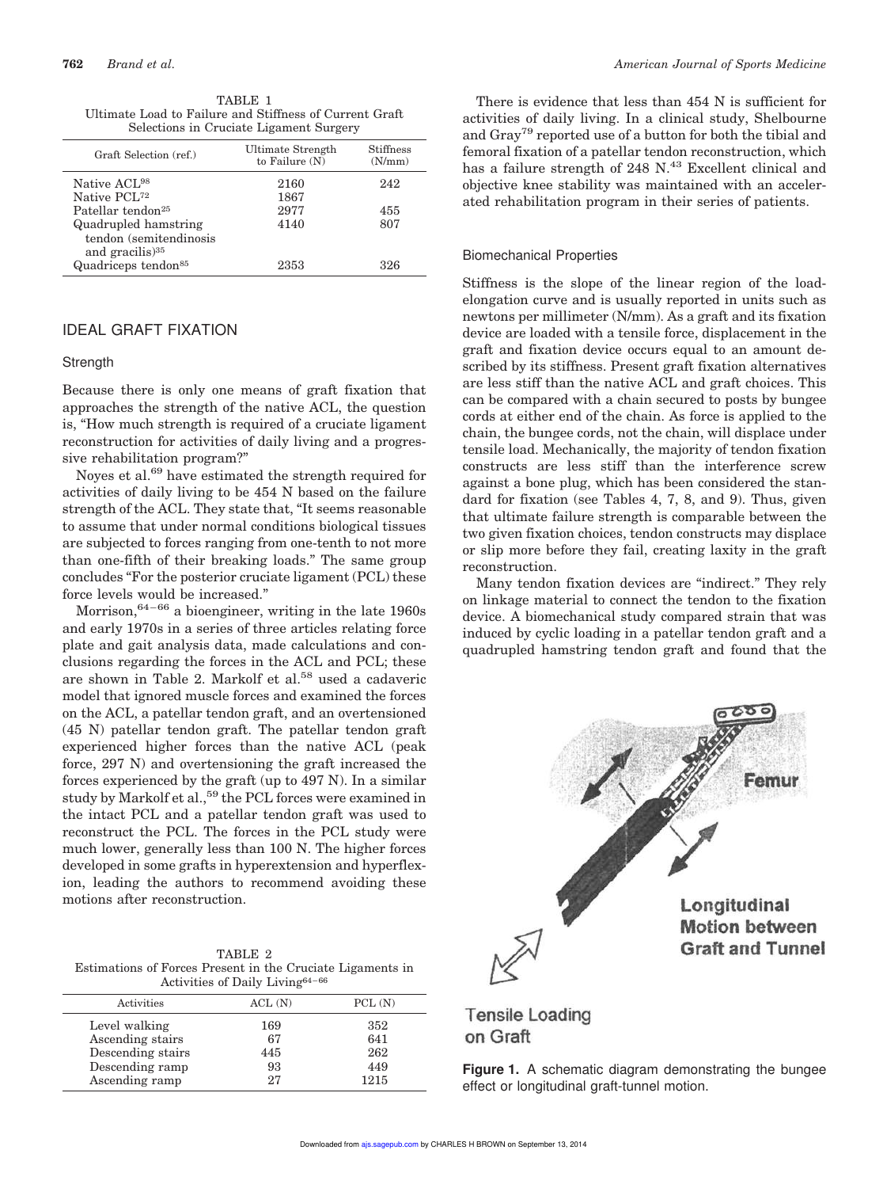TABLE 1
Ultimate Load to Failure and Stiffness of Current Graft Selections in Cruciate Ligament Surgery

| Graft Selection (ref.) | Ultimate Strength to Failure (N) | Stiffness (N/mm) |
|---|---|---|
| Native ACL[98] | 2160 | 242 |
| Native PCL[72] | 1867 | |
| Patellar tendon[25] | 2977 | 455 |
| Quadrupled hamstring tendon (semitendinosis and gracilis)[35] | 4140 | 807 |
| Quadriceps tendon[85] | 2353 | 326 |

## IDEAL GRAFT FIXATION

### Strength

Because there is only one means of graft fixation that approaches the strength of the native ACL, the question is, "How much strength is required of a cruciate ligament reconstruction for activities of daily living and a progressive rehabilitation program?"

Noyes et al.[69] have estimated the strength required for activities of daily living to be 454 N based on the failure strength of the ACL. They state that, "It seems reasonable to assume that under normal conditions biological tissues are subjected to forces ranging from one-tenth to not more than one-fifth of their breaking loads." The same group concludes "For the posterior cruciate ligament (PCL) these force levels would be increased."

Morrison,[64–66] a bioengineer, writing in the late 1960s and early 1970s in a series of three articles relating force plate and gait analysis data, made calculations and conclusions regarding the forces in the ACL and PCL; these are shown in Table 2. Markolf et al.[58] used a cadaveric model that ignored muscle forces and examined the forces on the ACL, a patellar tendon graft, and an overtensioned (45 N) patellar tendon graft. The patellar tendon graft experienced higher forces than the native ACL (peak force, 297 N) and overtensioning the graft increased the forces experienced by the graft (up to 497 N). In a similar study by Markolf et al.,[59] the PCL forces were examined in the intact PCL and a patellar tendon graft was used to reconstruct the PCL. The forces in the PCL study were much lower, generally less than 100 N. The higher forces developed in some grafts in hyperextension and hyperflexion, leading the authors to recommend avoiding these motions after reconstruction.

TABLE 2
Estimations of Forces Present in the Cruciate Ligaments in Activities of Daily Living[64–66]

| Activities | ACL (N) | PCL (N) |
|---|---|---|
| Level walking | 169 | 352 |
| Ascending stairs | 67 | 641 |
| Descending stairs | 445 | 262 |
| Descending ramp | 93 | 449 |
| Ascending ramp | 27 | 1215 |

There is evidence that less than 454 N is sufficient for activities of daily living. In a clinical study, Shelbourne and Gray[79] reported use of a button for both the tibial and femoral fixation of a patellar tendon reconstruction, which has a failure strength of 248 N.[43] Excellent clinical and objective knee stability was maintained with an accelerated rehabilitation program in their series of patients.

### Biomechanical Properties

Stiffness is the slope of the linear region of the load-elongation curve and is usually reported in units such as newtons per millimeter (N/mm). As a graft and its fixation device are loaded with a tensile force, displacement in the graft and fixation device occurs equal to an amount described by its stiffness. Present graft fixation alternatives are less stiff than the native ACL and graft choices. This can be compared with a chain secured to posts by bungee cords at either end of the chain. As force is applied to the chain, the bungee cords, not the chain, will displace under tensile load. Mechanically, the majority of tendon fixation constructs are less stiff than the interference screw against a bone plug, which has been considered the standard for fixation (see Tables 4, 7, 8, and 9). Thus, given that ultimate failure strength is comparable between the two given fixation choices, tendon constructs may displace or slip more before they fail, creating laxity in the graft reconstruction.

Many tendon fixation devices are "indirect." They rely on linkage material to connect the tendon to the fixation device. A biomechanical study compared strain that was induced by cyclic loading in a patellar tendon graft and a quadrupled hamstring tendon graft and found that the

**Figure 1.** A schematic diagram demonstrating the bungee effect or longitudinal graft-tunnel motion.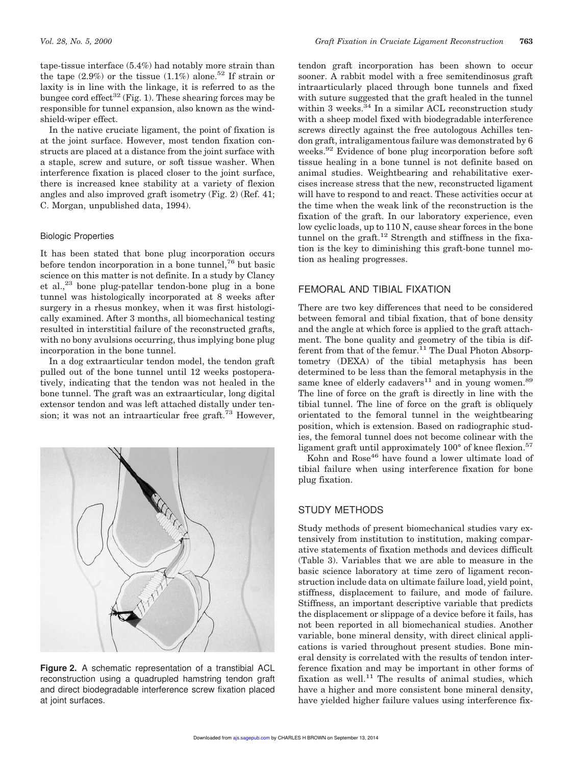tape-tissue interface (5.4%) had notably more strain than the tape (2.9%) or the tissue (1.1%) alone.[52] If strain or laxity is in line with the linkage, it is referred to as the bungee cord effect[32] (Fig. 1). These shearing forces may be responsible for tunnel expansion, also known as the windshield-wiper effect.

In the native cruciate ligament, the point of fixation is at the joint surface. However, most tendon fixation constructs are placed at a distance from the joint surface with a staple, screw and suture, or soft tissue washer. When interference fixation is placed closer to the joint surface, there is increased knee stability at a variety of flexion angles and also improved graft isometry (Fig. 2) (Ref. 41; C. Morgan, unpublished data, 1994).

### Biologic Properties

It has been stated that bone plug incorporation occurs before tendon incorporation in a bone tunnel,[76] but basic science on this matter is not definite. In a study by Clancy et al.,[23] bone plug-patellar tendon-bone plug in a bone tunnel was histologically incorporated at 8 weeks after surgery in a rhesus monkey, when it was first histologically examined. After 3 months, all biomechanical testing resulted in interstitial failure of the reconstructed grafts, with no bony avulsions occurring, thus implying bone plug incorporation in the bone tunnel.

In a dog extraarticular tendon model, the tendon graft pulled out of the bone tunnel until 12 weeks postoperatively, indicating that the tendon was not healed in the bone tunnel. The graft was an extraarticular, long digital extensor tendon and was left attached distally under tension; it was not an intraarticular free graft.[73] However, tendon graft incorporation has been shown to occur sooner. A rabbit model with a free semitendinosus graft intraarticularly placed through bone tunnels and fixed with suture suggested that the graft healed in the tunnel within 3 weeks.[34] In a similar ACL reconstruction study with a sheep model fixed with biodegradable interference screws directly against the free autologous Achilles tendon graft, intraligamentous failure was demonstrated by 6 weeks.[92] Evidence of bone plug incorporation before soft tissue healing in a bone tunnel is not definite based on animal studies. Weightbearing and rehabilitative exercises increase stress that the new, reconstructed ligament will have to respond to and react. These activities occur at the time when the weak link of the reconstruction is the fixation of the graft. In our laboratory experience, even low cyclic loads, up to 110 N, cause shear forces in the bone tunnel on the graft.[12] Strength and stiffness in the fixation is the key to diminishing this graft-bone tunnel motion as healing progresses.

**Figure 2.** A schematic representation of a transtibial ACL reconstruction using a quadrupled hamstring tendon graft and direct biodegradable interference screw fixation placed at joint surfaces.

## FEMORAL AND TIBIAL FIXATION

There are two key differences that need to be considered between femoral and tibial fixation, that of bone density and the angle at which force is applied to the graft attachment. The bone quality and geometry of the tibia is different from that of the femur.[11] The Dual Photon Absorptometry (DEXA) of the tibial metaphysis has been determined to be less than the femoral metaphysis in the same knee of elderly cadavers[11] and in young women.[89] The line of force on the graft is directly in line with the tibial tunnel. The line of force on the graft is obliquely orientated to the femoral tunnel in the weightbearing position, which is extension. Based on radiographic studies, the femoral tunnel does not become colinear with the ligament graft until approximately 100° of knee flexion.[57]

Kohn and Rose[46] have found a lower ultimate load of tibial failure when using interference fixation for bone plug fixation.

## STUDY METHODS

Study methods of present biomechanical studies vary extensively from institution to institution, making comparative statements of fixation methods and devices difficult (Table 3). Variables that we are able to measure in the basic science laboratory at time zero of ligament reconstruction include data on ultimate failure load, yield point, stiffness, displacement to failure, and mode of failure. Stiffness, an important descriptive variable that predicts the displacement or slippage of a device before it fails, has not been reported in all biomechanical studies. Another variable, bone mineral density, with direct clinical applications is varied throughout present studies. Bone mineral density is correlated with the results of tendon interference fixation and may be important in other forms of fixation as well.[11] The results of animal studies, which have a higher and more consistent bone mineral density, have yielded higher failure values using interference fix-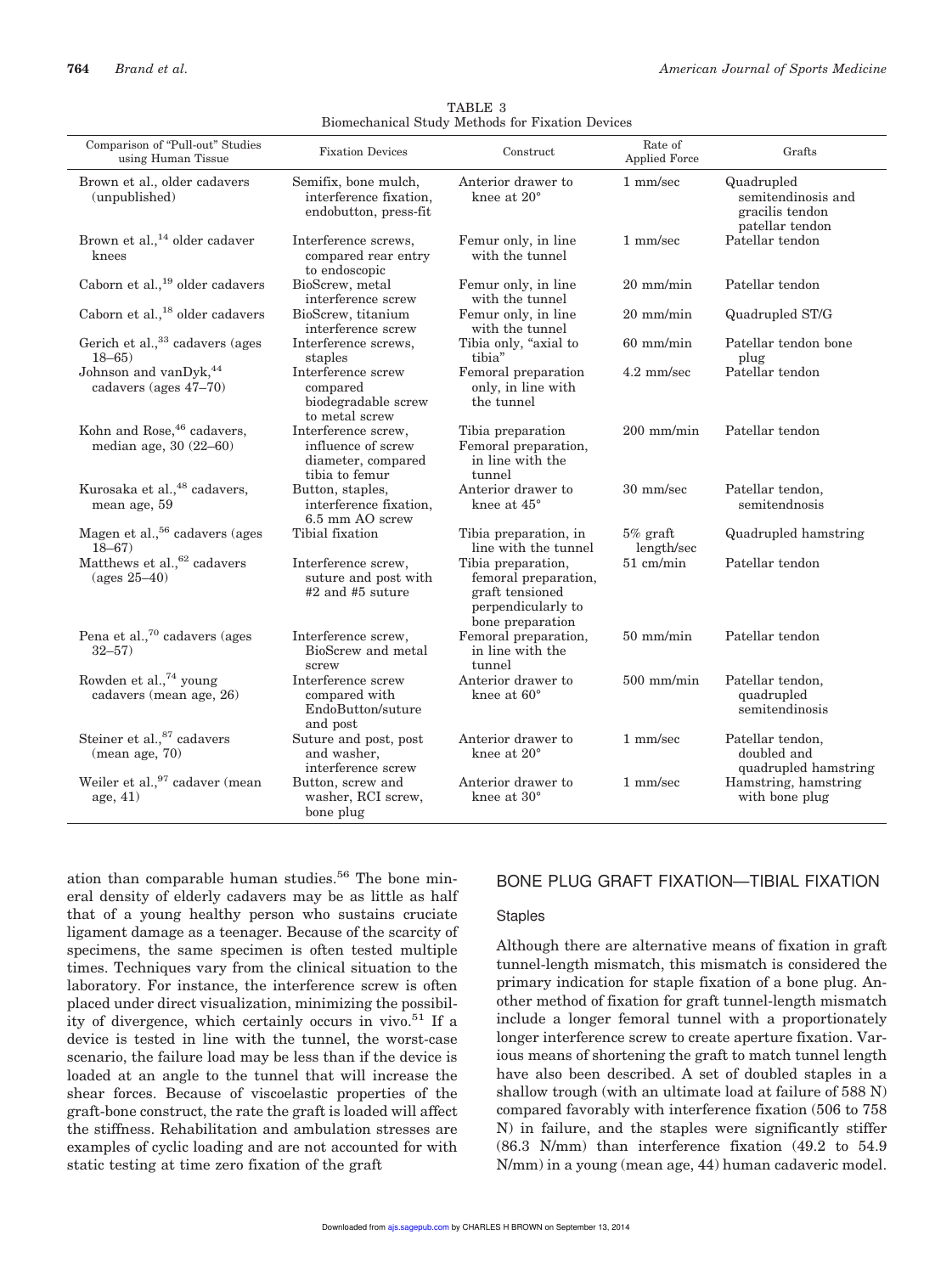TABLE 3
Biomechanical Study Methods for Fixation Devices

| Comparison of "Pull-out" Studies using Human Tissue | Fixation Devices | Construct | Rate of Applied Force | Grafts |
|---|---|---|---|---|
| Brown et al., older cadavers (unpublished) | Semifix, bone mulch, interference fixation, endobutton, press-fit | Anterior drawer to knee at 20° | 1 mm/sec | Quadrupled semitendinosis and gracilis tendon patellar tendon |
| Brown et al.,[14] older cadaver knees | Interference screws, compared rear entry to endoscopic | Femur only, in line with the tunnel | 1 mm/sec | Patellar tendon |
| Caborn et al.,[19] older cadavers | BioScrew, metal interference screw | Femur only, in line with the tunnel | 20 mm/min | Patellar tendon |
| Caborn et al.,[18] older cadavers | BioScrew, titanium interference screw | Femur only, in line with the tunnel | 20 mm/min | Quadrupled ST/G |
| Gerich et al.,[33] cadavers (ages 18–65) | Interference screws, staples | Tibia only, "axial to tibia" | 60 mm/min | Patellar tendon bone plug |
| Johnson and vanDyk,[44] cadavers (ages 47–70) | Interference screw compared biodegradable screw to metal screw | Femoral preparation only, in line with the tunnel | 4.2 mm/sec | Patellar tendon |
| Kohn and Rose,[46] cadavers, median age, 30 (22–60) | Interference screw, influence of screw diameter, compared tibia to femur | Tibia preparation Femoral preparation, in line with the tunnel | 200 mm/min | Patellar tendon |
| Kurosaka et al.,[48] cadavers, mean age, 59 | Button, staples, interference fixation, 6.5 mm AO screw | Anterior drawer to knee at 45° | 30 mm/sec | Patellar tendon, semitendnosis |
| Magen et al.,[56] cadavers (ages 18–67) | Tibial fixation | Tibia preparation, in line with the tunnel | 5% graft length/sec | Quadrupled hamstring |
| Matthews et al.,[62] cadavers (ages 25–40) | Interference screw, suture and post with #2 and #5 suture | Tibia preparation, femoral preparation, graft tensioned perpendicularly to bone preparation | 51 cm/min | Patellar tendon |
| Pena et al.,[70] cadavers (ages 32–57) | Interference screw, BioScrew and metal screw | Femoral preparation, in line with the tunnel | 50 mm/min | Patellar tendon |
| Rowden et al.,[74] young cadavers (mean age, 26) | Interference screw compared with EndoButton/suture and post | Anterior drawer to knee at 60° | 500 mm/min | Patellar tendon, quadrupled semitendinosis |
| Steiner et al.,[87] cadavers (mean age, 70) | Suture and post, post and washer, interference screw | Anterior drawer to knee at 20° | 1 mm/sec | Patellar tendon, doubled and quadrupled hamstring |
| Weiler et al.,[97] cadaver (mean age, 41) | Button, screw and washer, RCI screw, bone plug | Anterior drawer to knee at 30° | 1 mm/sec | Hamstring, hamstring with bone plug |

ation than comparable human studies.[56] The bone mineral density of elderly cadavers may be as little as half that of a young healthy person who sustains cruciate ligament damage as a teenager. Because of the scarcity of specimens, the same specimen is often tested multiple times. Techniques vary from the clinical situation to the laboratory. For instance, the interference screw is often placed under direct visualization, minimizing the possibility of divergence, which certainly occurs in vivo.[51] If a device is tested in line with the tunnel, the worst-case scenario, the failure load may be less than if the device is loaded at an angle to the tunnel that will increase the shear forces. Because of viscoelastic properties of the graft-bone construct, the rate the graft is loaded will affect the stiffness. Rehabilitation and ambulation stresses are examples of cyclic loading and are not accounted for with static testing at time zero fixation of the graft

## BONE PLUG GRAFT FIXATION—TIBIAL FIXATION

### Staples

Although there are alternative means of fixation in graft tunnel-length mismatch, this mismatch is considered the primary indication for staple fixation of a bone plug. Another method of fixation for graft tunnel-length mismatch include a longer femoral tunnel with a proportionately longer interference screw to create aperture fixation. Various means of shortening the graft to match tunnel length have also been described. A set of doubled staples in a shallow trough (with an ultimate load at failure of 588 N) compared favorably with interference fixation (506 to 758 N) in failure, and the staples were significantly stiffer (86.3 N/mm) than interference fixation (49.2 to 54.9 N/mm) in a young (mean age, 44) human cadaveric model.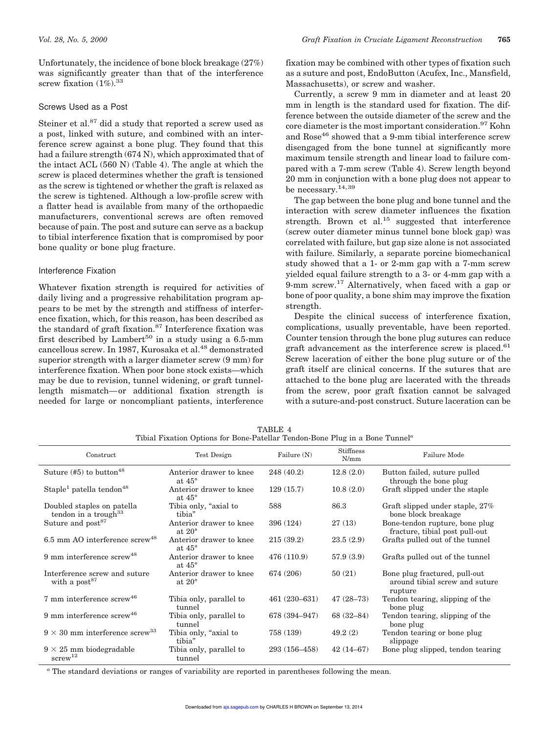Unfortunately, the incidence of bone block breakage (27%) was significantly greater than that of the interference screw fixation (1%).[33]

### Screws Used as a Post

Steiner et al.[87] did a study that reported a screw used as a post, linked with suture, and combined with an interference screw against a bone plug. They found that this had a failure strength (674 N), which approximated that of the intact ACL (560 N) (Table 4). The angle at which the screw is placed determines whether the graft is tensioned as the screw is tightened or whether the graft is relaxed as the screw is tightened. Although a low-profile screw with a flatter head is available from many of the orthopaedic manufacturers, conventional screws are often removed because of pain. The post and suture can serve as a backup to tibial interference fixation that is compromised by poor bone quality or bone plug fracture.

### Interference Fixation

Whatever fixation strength is required for activities of daily living and a progressive rehabilitation program appears to be met by the strength and stiffness of interference fixation, which, for this reason, has been described as the standard of graft fixation.[87] Interference fixation was first described by Lambert[50] in a study using a 6.5-mm cancellous screw. In 1987, Kurosaka et al.[48] demonstrated superior strength with a larger diameter screw (9 mm) for interference fixation. When poor bone stock exists—which may be due to revision, tunnel widening, or graft tunnel-length mismatch—or additional fixation strength is needed for large or noncompliant patients, interference fixation may be combined with other types of fixation such as a suture and post, EndoButton (Acufex, Inc., Mansfield, Massachusetts), or screw and washer.

Currently, a screw 9 mm in diameter and at least 20 mm in length is the standard used for fixation. The difference between the outside diameter of the screw and the core diameter is the most important consideration.[97] Kohn and Rose[46] showed that a 9-mm tibial interference screw disengaged from the bone tunnel at significantly more maximum tensile strength and linear load to failure compared with a 7-mm screw (Table 4). Screw length beyond 20 mm in conjunction with a bone plug does not appear to be necessary.[14,39]

The gap between the bone plug and bone tunnel and the interaction with screw diameter influences the fixation strength. Brown et al.[15] suggested that interference (screw outer diameter minus tunnel bone block gap) was correlated with failure, but gap size alone is not associated with failure. Similarly, a separate porcine biomechanical study showed that a 1- or 2-mm gap with a 7-mm screw yielded equal failure strength to a 3- or 4-mm gap with a 9-mm screw.[17] Alternatively, when faced with a gap or bone of poor quality, a bone shim may improve the fixation strength.

Despite the clinical success of interference fixation, complications, usually preventable, have been reported. Counter tension through the bone plug sutures can reduce graft advancement as the interference screw is placed.[61] Screw laceration of either the bone plug suture or of the graft itself are clinical concerns. If the sutures that are attached to the bone plug are lacerated with the threads from the screw, poor graft fixation cannot be salvaged with a suture-and-post construct. Suture laceration can be

TABLE 4
Tibial Fixation Options for Bone-Patellar Tendon-Bone Plug in a Bone Tunnel[a]

| Construct | Test Design | Failure (N) | Stiffness N/mm | Failure Mode |
|---|---|---|---|---|
| Suture (#5) to button[48] | Anterior drawer to knee at 45° | 248 (40.2) | 12.8 (2.0) | Button failed, suture pulled through the bone plug |
| Staple[1] patella tendon[48] | Anterior drawer to knee at 45° | 129 (15.7) | 10.8 (2.0) | Graft slipped under the staple |
| Doubled staples on patella tendon in a trough[33] | Tibia only, "axial to tibia" | 588 | 86.3 | Graft slipped under staple, 27% bone block breakage |
| Suture and post[87] | Anterior drawer to knee at 20° | 396 (124) | 27 (13) | Bone-tendon rupture, bone plug fracture, tibial post pull-out |
| 6.5 mm AO interference screw[48] | Anterior drawer to knee at 45° | 215 (39.2) | 23.5 (2.9) | Grafts pulled out of the tunnel |
| 9 mm interference screw[48] | Anterior drawer to knee at 45° | 476 (110.9) | 57.9 (3.9) | Grafts pulled out of the tunnel |
| Interference screw and suture with a post[87] | Anterior drawer to knee at 20° | 674 (206) | 50 (21) | Bone plug fractured, pull-out around tibial screw and suture rupture |
| 7 mm interference screw[46] | Tibia only, parallel to tunnel | 461 (230–631) | 47 (28–73) | Tendon tearing, slipping of the bone plug |
| 9 mm interference screw[46] | Tibia only, parallel to tunnel | 678 (394–947) | 68 (32–84) | Tendon tearing, slipping of the bone plug |
| 9 × 30 mm interference screw[33] | Tibia only, "axial to tibia" | 758 (139) | 49.2 (2) | Tendon tearing or bone plug slippage |
| 9 × 25 mm biodegradable screw[12] | Tibia only, parallel to tunnel | 293 (156–458) | 42 (14–67) | Bone plug slipped, tendon tearing |

[a] The standard deviations or ranges of variability are reported in parentheses following the mean.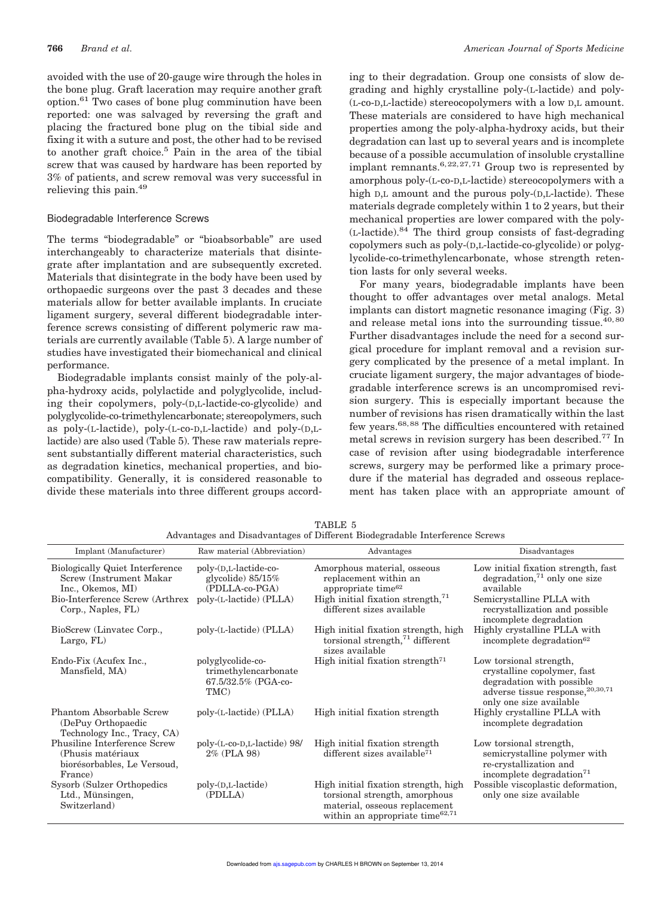avoided with the use of 20-gauge wire through the holes in the bone plug. Graft laceration may require another graft option.[61] Two cases of bone plug comminution have been reported: one was salvaged by reversing the graft and placing the fractured bone plug on the tibial side and fixing it with a suture and post, the other had to be revised to another graft choice.[5] Pain in the area of the tibial screw that was caused by hardware has been reported by 3% of patients, and screw removal was very successful in relieving this pain.[49]

### Biodegradable Interference Screws

The terms "biodegradable" or "bioabsorbable" are used interchangeably to characterize materials that disintegrate after implantation and are subsequently excreted. Materials that disintegrate in the body have been used by orthopaedic surgeons over the past 3 decades and these materials allow for better available implants. In cruciate ligament surgery, several different biodegradable interference screws consisting of different polymeric raw materials are currently available (Table 5). A large number of studies have investigated their biomechanical and clinical performance.

Biodegradable implants consist mainly of the poly-alpha-hydroxy acids, polylactide and polyglycolide, including their copolymers, poly-(D,L-lactide-co-glycolide) and polyglycolide-co-trimethylencarbonate; stereopolymers, such as poly-(L-lactide), poly-(L-co-D,L-lactide) and poly-(D,L-lactide) are also used (Table 5). These raw materials represent substantially different material characteristics, such as degradation kinetics, mechanical properties, and biocompatibility. Generally, it is considered reasonable to divide these materials into three different groups according to their degradation. Group one consists of slow degrading and highly crystalline poly-(L-lactide) and poly-(L-co-D,L-lactide) stereocopolymers with a low D,L amount. These materials are considered to have high mechanical properties among the poly-alpha-hydroxy acids, but their degradation can last up to several years and is incomplete because of a possible accumulation of insoluble crystalline implant remnants.[6,22,27,71] Group two is represented by amorphous poly-(L-co-D,L-lactide) stereocopolymers with a high D,L amount and the purous poly-(D,L-lactide). These materials degrade completely within 1 to 2 years, but their mechanical properties are lower compared with the poly-(L-lactide).[84] The third group consists of fast-degrading copolymers such as poly-(D,L-lactide-co-glycolide) or polyglycolide-co-trimethylencarbonate, whose strength retention lasts for only several weeks.

For many years, biodegradable implants have been thought to offer advantages over metal analogs. Metal implants can distort magnetic resonance imaging (Fig. 3) and release metal ions into the surrounding tissue.[40,80] Further disadvantages include the need for a second surgical procedure for implant removal and a revision surgery complicated by the presence of a metal implant. In cruciate ligament surgery, the major advantages of biodegradable interference screws is an uncompromised revision surgery. This is especially important because the number of revisions has risen dramatically within the last few years.[68,88] The difficulties encountered with retained metal screws in revision surgery has been described.[77] In case of revision after using biodegradable interference screws, surgery may be performed like a primary procedure if the material has degraded and osseous replacement has taken place with an appropriate amount of

TABLE 5
Advantages and Disadvantages of Different Biodegradable Interference Screws

| Implant (Manufacturer) | Raw material (Abbreviation) | Advantages | Disadvantages |
|---|---|---|---|
| Biologically Quiet Interference Screw (Instrument Makar Inc., Okemos, MI) | poly-(D,L-lactide-co-glycolide) 85/15% (PDLLA-co-PGA) | Amorphous material, osseous replacement within an appropriate time[62] | Low initial fixation strength, fast degradation,[71] only one size available |
| Bio-Interference Screw (Arthrex Corp., Naples, FL) | poly-(L-lactide) (PLLA) | High initial fixation strength,[71] different sizes available | Semicrystalline PLLA with recrystallization and possible incomplete degradation |
| BioScrew (Linvatec Corp., Largo, FL) | poly-(L-lactide) (PLLA) | High initial fixation strength, high torsional strength,[71] different sizes available | Highly crystalline PLLA with incomplete degradation[62] |
| Endo-Fix (Acufex Inc., Mansfield, MA) | polyglycolide-co-trimethylencarbonate 67.5/32.5% (PGA-co-TMC) | High initial fixation strength[71] | Low torsional strength, crystalline copolymer, fast degradation with possible adverse tissue response,[20,30,71] only one size available |
| Phantom Absorbable Screw (DePuy Orthopaedic Technology Inc., Tracy, CA) | poly-(L-lactide) (PLLA) | High initial fixation strength | Highly crystalline PLLA with incomplete degradation |
| Phusiline Interference Screw (Phusis matériaux biorésorbables, Le Versoud, France) | poly-(L-co-D,L-lactide) 98/2% (PLA 98) | High initial fixation strength different sizes available[71] | Low torsional strength, semicrystalline polymer with re-crystallization and incomplete degradation[71] |
| Sysorb (Sulzer Orthopedics Ltd., Münsingen, Switzerland) | poly-(D,L-lactide) (PDLLA) | High initial fixation strength, high torsional strength, amorphous material, osseous replacement within an appropriate time[62,71] | Possible viscoplastic deformation, only one size available |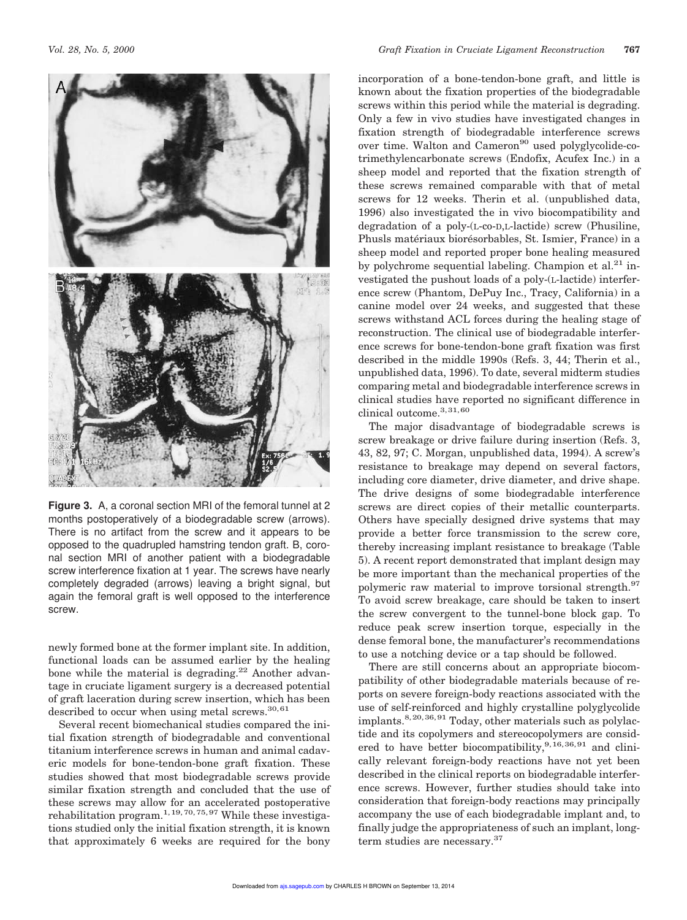**Figure 3.** A, a coronal section MRI of the femoral tunnel at 2 months postoperatively of a biodegradable screw (arrows). There is no artifact from the screw and it appears to be opposed to the quadrupled hamstring tendon graft. B, coronal section MRI of another patient with a biodegradable screw interference fixation at 1 year. The screws have nearly completely degraded (arrows) leaving a bright signal, but again the femoral graft is well opposed to the interference screw.

newly formed bone at the former implant site. In addition, functional loads can be assumed earlier by the healing bone while the material is degrading.[22] Another advantage in cruciate ligament surgery is a decreased potential of graft laceration during screw insertion, which has been described to occur when using metal screws.[30,61]

Several recent biomechanical studies compared the initial fixation strength of biodegradable and conventional titanium interference screws in human and animal cadaveric models for bone-tendon-bone graft fixation. These studies showed that most biodegradable screws provide similar fixation strength and concluded that the use of these screws may allow for an accelerated postoperative rehabilitation program.[1,19,70,75,97] While these investigations studied only the initial fixation strength, it is known that approximately 6 weeks are required for the bony incorporation of a bone-tendon-bone graft, and little is known about the fixation properties of the biodegradable screws within this period while the material is degrading. Only a few in vivo studies have investigated changes in fixation strength of biodegradable interference screws over time. Walton and Cameron[90] used polyglycolide-co-trimethylencarbonate screws (Endofix, Acufex Inc.) in a sheep model and reported that the fixation strength of these screws remained comparable with that of metal screws for 12 weeks. Therin et al. (unpublished data, 1996) also investigated the in vivo biocompatibility and degradation of a poly-(L-co-D,L-lactide) screw (Phusiline, Phusls matériaux biorésorbables, St. Ismier, France) in a sheep model and reported proper bone healing measured by polychrome sequential labeling. Champion et al.[21] investigated the pushout loads of a poly-(L-lactide) interference screw (Phantom, DePuy Inc., Tracy, California) in a canine model over 24 weeks, and suggested that these screws withstand ACL forces during the healing stage of reconstruction. The clinical use of biodegradable interference screws for bone-tendon-bone graft fixation was first described in the middle 1990s (Refs. 3, 44; Therin et al., unpublished data, 1996). To date, several midterm studies comparing metal and biodegradable interference screws in clinical studies have reported no significant difference in clinical outcome.[3,31,60]

The major disadvantage of biodegradable screws is screw breakage or drive failure during insertion (Refs. 3, 43, 82, 97; C. Morgan, unpublished data, 1994). A screw's resistance to breakage may depend on several factors, including core diameter, drive diameter, and drive shape. The drive designs of some biodegradable interference screws are direct copies of their metallic counterparts. Others have specially designed drive systems that may provide a better force transmission to the screw core, thereby increasing implant resistance to breakage (Table 5). A recent report demonstrated that implant design may be more important than the mechanical properties of the polymeric raw material to improve torsional strength.[97] To avoid screw breakage, care should be taken to insert the screw convergent to the tunnel-bone block gap. To reduce peak screw insertion torque, especially in the dense femoral bone, the manufacturer's recommendations to use a notching device or a tap should be followed.

There are still concerns about an appropriate biocompatibility of other biodegradable materials because of reports on severe foreign-body reactions associated with the use of self-reinforced and highly crystalline polyglycolide implants.[8,20,36,91] Today, other materials such as polylactide and its copolymers and stereocopolymers are considered to have better biocompatibility,[9,16,36,91] and clinically relevant foreign-body reactions have not yet been described in the clinical reports on biodegradable interference screws. However, further studies should take into consideration that foreign-body reactions may principally accompany the use of each biodegradable implant and, to finally judge the appropriateness of such an implant, long-term studies are necessary.[37]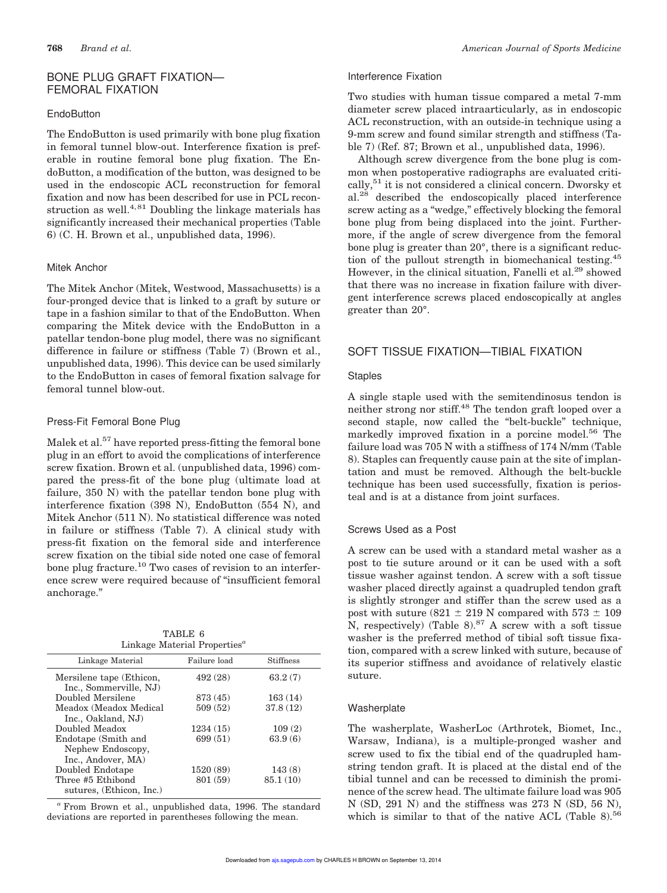## BONE PLUG GRAFT FIXATION—FEMORAL FIXATION

### EndoButton

The EndoButton is used primarily with bone plug fixation in femoral tunnel blow-out. Interference fixation is preferable in routine femoral bone plug fixation. The EndoButton, a modification of the button, was designed to be used in the endoscopic ACL reconstruction for femoral fixation and now has been described for use in PCL reconstruction as well.[4,81] Doubling the linkage materials has significantly increased their mechanical properties (Table 6) (C. H. Brown et al., unpublished data, 1996).

### Mitek Anchor

The Mitek Anchor (Mitek, Westwood, Massachusetts) is a four-pronged device that is linked to a graft by suture or tape in a fashion similar to that of the EndoButton. When comparing the Mitek device with the EndoButton in a patellar tendon-bone plug model, there was no significant difference in failure or stiffness (Table 7) (Brown et al., unpublished data, 1996). This device can be used similarly to the EndoButton in cases of femoral fixation salvage for femoral tunnel blow-out.

### Press-Fit Femoral Bone Plug

Malek et al.[57] have reported press-fitting the femoral bone plug in an effort to avoid the complications of interference screw fixation. Brown et al. (unpublished data, 1996) compared the press-fit of the bone plug (ultimate load at failure, 350 N) with the patellar tendon bone plug with interference fixation (398 N), EndoButton (554 N), and Mitek Anchor (511 N). No statistical difference was noted in failure or stiffness (Table 7). A clinical study with press-fit fixation on the femoral side and interference screw fixation on the tibial side noted one case of femoral bone plug fracture.[10] Two cases of revision to an interference screw were required because of "insufficient femoral anchorage."

TABLE 6
Linkage Material Properties[a]

| Linkage Material | Failure load | Stiffness |
|---|---|---|
| Mersilene tape (Ethicon, Inc., Sommerville, NJ) | 492 (28) | 63.2 (7) |
| Doubled Mersilene | 873 (45) | 163 (14) |
| Meadox (Meadox Medical Inc., Oakland, NJ) | 509 (52) | 37.8 (12) |
| Doubled Meadox | 1234 (15) | 109 (2) |
| Endotape (Smith and Nephew Endoscopy, Inc., Andover, MA) | 699 (51) | 63.9 (6) |
| Doubled Endotape | 1520 (89) | 143 (8) |
| Three #5 Ethibond sutures, (Ethicon, Inc.) | 801 (59) | 85.1 (10) |

[a] From Brown et al., unpublished data, 1996. The standard deviations are reported in parentheses following the mean.

### Interference Fixation

Two studies with human tissue compared a metal 7-mm diameter screw placed intraarticularly, as in endoscopic ACL reconstruction, with an outside-in technique using a 9-mm screw and found similar strength and stiffness (Table 7) (Ref. 87; Brown et al., unpublished data, 1996).

Although screw divergence from the bone plug is common when postoperative radiographs are evaluated critically,[51] it is not considered a clinical concern. Dworsky et al.[28] described the endoscopically placed interference screw acting as a "wedge," effectively blocking the femoral bone plug from being displaced into the joint. Furthermore, if the angle of screw divergence from the femoral bone plug is greater than 20°, there is a significant reduction of the pullout strength in biomechanical testing.[45] However, in the clinical situation, Fanelli et al.[29] showed that there was no increase in fixation failure with divergent interference screws placed endoscopically at angles greater than 20°.

## SOFT TISSUE FIXATION—TIBIAL FIXATION

### Staples

A single staple used with the semitendinosus tendon is neither strong nor stiff.[48] The tendon graft looped over a second staple, now called the "belt-buckle" technique, markedly improved fixation in a porcine model.[56] The failure load was 705 N with a stiffness of 174 N/mm (Table 8). Staples can frequently cause pain at the site of implantation and must be removed. Although the belt-buckle technique has been used successfully, fixation is periosteal and is at a distance from joint surfaces.

### Screws Used as a Post

A screw can be used with a standard metal washer as a post to tie suture around or it can be used with a soft tissue washer against tendon. A screw with a soft tissue washer placed directly against a quadrupled tendon graft is slightly stronger and stiffer than the screw used as a post with suture (821 ± 219 N compared with 573 ± 109 N, respectively) (Table 8).[87] A screw with a soft tissue washer is the preferred method of tibial soft tissue fixation, compared with a screw linked with suture, because of its superior stiffness and avoidance of relatively elastic suture.

### Washerplate

The washerplate, WasherLoc (Arthrotek, Biomet, Inc., Warsaw, Indiana), is a multiple-pronged washer and screw used to fix the tibial end of the quadrupled hamstring tendon graft. It is placed at the distal end of the tibial tunnel and can be recessed to diminish the prominence of the screw head. The ultimate failure load was 905 N (SD, 291 N) and the stiffness was 273 N (SD, 56 N), which is similar to that of the native ACL (Table 8).[56]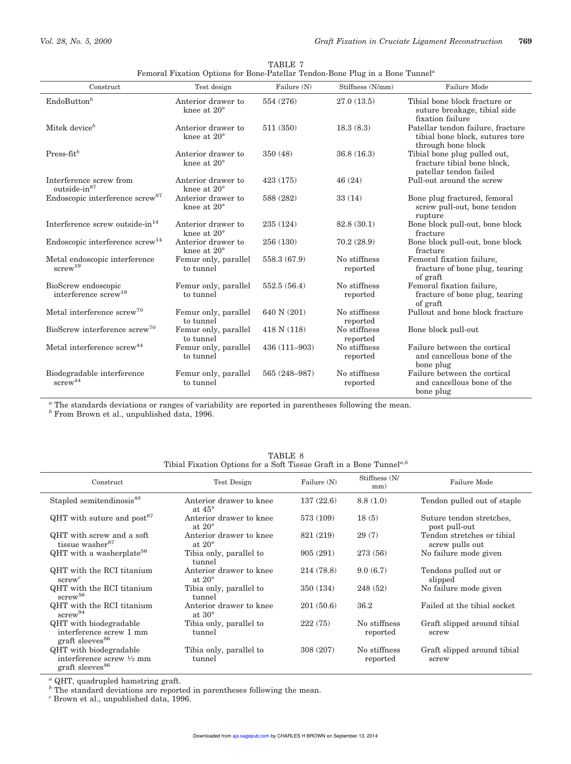TABLE 7
Femoral Fixation Options for Bone-Patellar Tendon-Bone Plug in a Bone Tunnel[a]

| Construct | Test design | Failure (N) | Stiffness (N/mm) | Failure Mode |
|---|---|---|---|---|
| EndoButton[b] | Anterior drawer to knee at 20° | 554 (276) | 27.0 (13.5) | Tibial bone block fracture or suture breakage, tibial side fixation failure |
| Mitek device[b] | Anterior drawer to knee at 20° | 511 (350) | 18.3 (8.3) | Patellar tendon failure, fracture tibial bone block, sutures tore through bone block |
| Press-fit[b] | Anterior drawer to knee at 20° | 350 (48) | 36.8 (16.3) | Tibial bone plug pulled out, fracture tibial bone block, patellar tendon failed |
| Interference screw from outside-in[87] | Anterior drawer to knee at 20° | 423 (175) | 46 (24) | Pull-out around the screw |
| Endoscopic interference screw[87] | Anterior drawer to knee at 20° | 588 (282) | 33 (14) | Bone plug fractured, femoral screw pull-out, bone tendon rupture |
| Interference screw outside-in[14] | Anterior drawer to knee at 20° | 235 (124) | 82.8 (30.1) | Bone block pull-out, bone block fracture |
| Endoscopic interference screw[14] | Anterior drawer to knee at 20° | 256 (130) | 70.2 (28.9) | Bone block pull-out, bone block fracture |
| Metal endoscopic interference screw[19] | Femur only, parallel to tunnel | 558.3 (67.9) | No stiffness reported | Femoral fixation failure, fracture of bone plug, tearing of graft |
| BioScrew endoscopic interference screw[19] | Femur only, parallel to tunnel | 552.5 (56.4) | No stiffness reported | Femoral fixation failure, fracture of bone plug, tearing of graft |
| Metal interference screw[70] | Femur only, parallel to tunnel | 640 N (201) | No stiffness reported | Pullout and bone block fracture |
| BioScrew interference screw[70] | Femur only, parallel to tunnel | 418 N (118) | No stiffness reported | Bone block pull-out |
| Metal interference screw[44] | Femur only, parallel to tunnel | 436 (111–903) | No stiffness reported | Failure between the cortical and cancellous bone of the bone plug |
| Biodegradable interference screw[44] | Femur only, parallel to tunnel | 565 (248–987) | No stiffness reported | Failure between the cortical and cancellous bone of the bone plug |

[a] The standards deviations or ranges of variability are reported in parentheses following the mean.
[b] From Brown et al., unpublished data, 1996.

TABLE 8
Tibial Fixation Options for a Soft Tissue Graft in a Bone Tunnel[a,b]

| Construct | Test Design | Failure (N) | Stiffness (N/mm) | Failure Mode |
|---|---|---|---|---|
| Stapled semitendinosis[48] | Anterior drawer to knee at 45° | 137 (22.6) | 8.8 (1.0) | Tendon pulled out of staple |
| QHT with suture and post[87] | Anterior drawer to knee at 20° | 573 (109) | 18 (5) | Suture tendon stretches, post pull-out |
| QHT with screw and a soft tissue washer[87] | Anterior drawer to knee at 20° | 821 (219) | 29 (7) | Tendon stretches or tibial screw pulls out |
| QHT with a washerplate[56] | Tibia only, parallel to tunnel | 905 (291) | 273 (56) | No failure mode given |
| QHT with the RCI titanium screw[c] | Anterior drawer to knee at 20° | 214 (78.8) | 9.0 (6.7) | Tendons pulled out or slipped |
| QHT with the RCI titanium screw[56] | Tibia only, parallel to tunnel | 350 (134) | 248 (52) | No failure mode given |
| QHT with the RCI titanium screw[94] | Anterior drawer to knee at 30° | 201 (50.6) | 36.2 | Failed at the tibial socket |
| QHT with biodegradable interference screw 1 mm graft sleeves[86] | Tibia only, parallel to tunnel | 222 (75) | No stiffness reported | Graft slipped around tibial screw |
| QHT with biodegradable interference screw ½ mm graft sleeves[86] | Tibia only, parallel to tunnel | 308 (207) | No stiffness reported | Graft slipped around tibial screw |

[a] QHT, quadrupled hamstring graft.
[b] The standard deviations are reported in parentheses following the mean.
[c] Brown et al., unpublished data, 1996.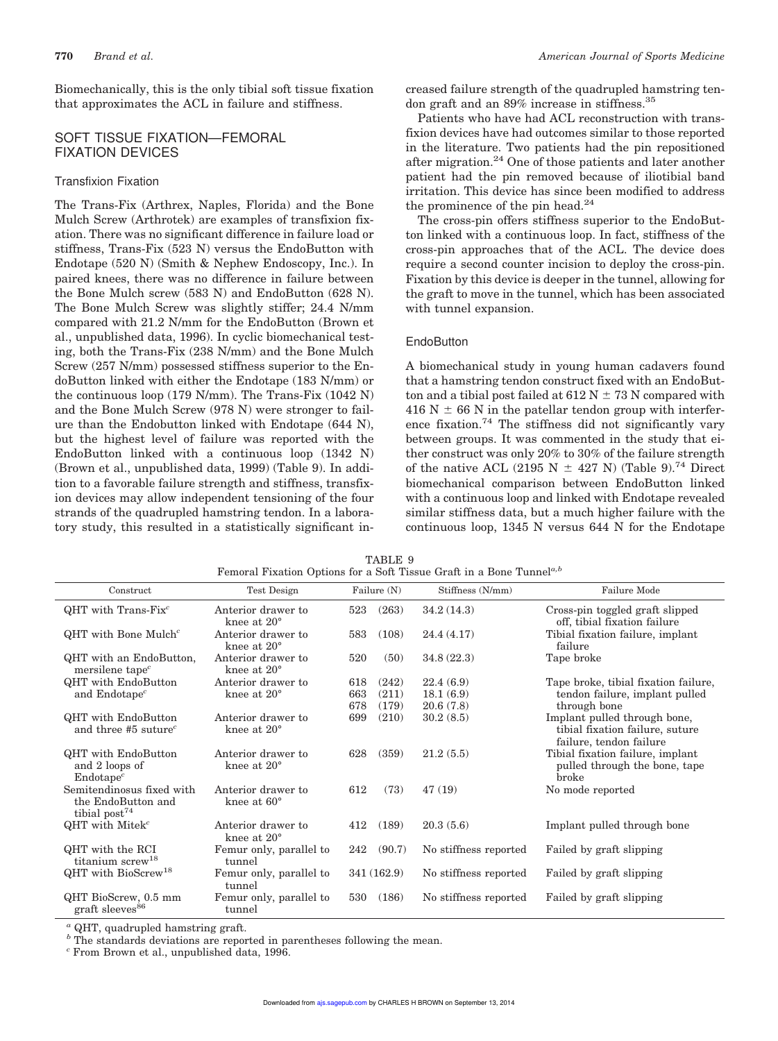Biomechanically, this is the only tibial soft tissue fixation that approximates the ACL in failure and stiffness.

## SOFT TISSUE FIXATION—FEMORAL FIXATION DEVICES

### Transfixion Fixation

The Trans-Fix (Arthrex, Naples, Florida) and the Bone Mulch Screw (Arthrotek) are examples of transfixion fixation. There was no significant difference in failure load or stiffness, Trans-Fix (523 N) versus the EndoButton with Endotape (520 N) (Smith & Nephew Endoscopy, Inc.). In paired knees, there was no difference in failure between the Bone Mulch screw (583 N) and EndoButton (628 N). The Bone Mulch Screw was slightly stiffer; 24.4 N/mm compared with 21.2 N/mm for the EndoButton (Brown et al., unpublished data, 1996). In cyclic biomechanical testing, both the Trans-Fix (238 N/mm) and the Bone Mulch Screw (257 N/mm) possessed stiffness superior to the EndoButton linked with either the Endotape (183 N/mm) or the continuous loop (179 N/mm). The Trans-Fix (1042 N) and the Bone Mulch Screw (978 N) were stronger to failure than the Endobutton linked with Endotape (644 N), but the highest level of failure was reported with the EndoButton linked with a continuous loop (1342 N) (Brown et al., unpublished data, 1999) (Table 9). In addition to a favorable failure strength and stiffness, transfixion devices may allow independent tensioning of the four strands of the quadrupled hamstring tendon. In a laboratory study, this resulted in a statistically significant increased failure strength of the quadrupled hamstring tendon graft and an 89% increase in stiffness.[35]

Patients who have had ACL reconstruction with transfixion devices have had outcomes similar to those reported in the literature. Two patients had the pin repositioned after migration.[24] One of those patients and later another patient had the pin removed because of iliotibial band irritation. This device has since been modified to address the prominence of the pin head.[24]

The cross-pin offers stiffness superior to the EndoButton linked with a continuous loop. In fact, stiffness of the cross-pin approaches that of the ACL. The device does require a second counter incision to deploy the cross-pin. Fixation by this device is deeper in the tunnel, allowing for the graft to move in the tunnel, which has been associated with tunnel expansion.

### EndoButton

A biomechanical study in young human cadavers found that a hamstring tendon construct fixed with an EndoButton and a tibial post failed at 612 N ± 73 N compared with 416 N ± 66 N in the patellar tendon group with interference fixation.[74] The stiffness did not significantly vary between groups. It was commented in the study that either construct was only 20% to 30% of the failure strength of the native ACL (2195 N ± 427 N) (Table 9).[74] Direct biomechanical comparison between EndoButton linked with a continuous loop and linked with Endotape revealed similar stiffness data, but a much higher failure with the continuous loop, 1345 N versus 644 N for the Endotape

TABLE 9
Femoral Fixation Options for a Soft Tissue Graft in a Bone Tunnel[a,b]

| Construct | Test Design | Failure (N) | Stiffness (N/mm) | Failure Mode |
|---|---|---|---|---|
| QHT with Trans-Fix[c] | Anterior drawer to knee at 20° | 523 (263) | 34.2 (14.3) | Cross-pin toggled graft slipped off, tibial fixation failure |
| QHT with Bone Mulch[c] | Anterior drawer to knee at 20° | 583 (108) | 24.4 (4.17) | Tibial fixation failure, implant failure |
| QHT with an EndoButton, mersilene tape[c] | Anterior drawer to knee at 20° | 520 (50) | 34.8 (22.3) | Tape broke |
| QHT with EndoButton and Endotape[c] | Anterior drawer to knee at 20° | 618 (242)<br>663 (211)<br>678 (179) | 22.4 (6.9)<br>18.1 (6.9)<br>20.6 (7.8) | Tape broke, tibial fixation failure, tendon failure, implant pulled through bone |
| QHT with EndoButton and three #5 suture[c] | Anterior drawer to knee at 20° | 699 (210) | 30.2 (8.5) | Implant pulled through bone, tibial fixation failure, suture failure, tendon failure |
| QHT with EndoButton and 2 loops of Endotape[c] | Anterior drawer to knee at 20° | 628 (359) | 21.2 (5.5) | Tibial fixation failure, implant pulled through the bone, tape broke |
| Semitendinosus fixed with the EndoButton and tibial post[74] | Anterior drawer to knee at 60° | 612 (73) | 47 (19) | No mode reported |
| QHT with Mitek[c] | Anterior drawer to knee at 20° | 412 (189) | 20.3 (5.6) | Implant pulled through bone |
| QHT with the RCI titanium screw[18] | Femur only, parallel to tunnel | 242 (90.7) | No stiffness reported | Failed by graft slipping |
| QHT with BioScrew[18] | Femur only, parallel to tunnel | 341 (162.9) | No stiffness reported | Failed by graft slipping |
| QHT BioScrew, 0.5 mm graft sleeves[86] | Femur only, parallel to tunnel | 530 (186) | No stiffness reported | Failed by graft slipping |

[a] QHT, quadrupled hamstring graft.
[b] The standards deviations are reported in parentheses following the mean.
[c] From Brown et al., unpublished data, 1996.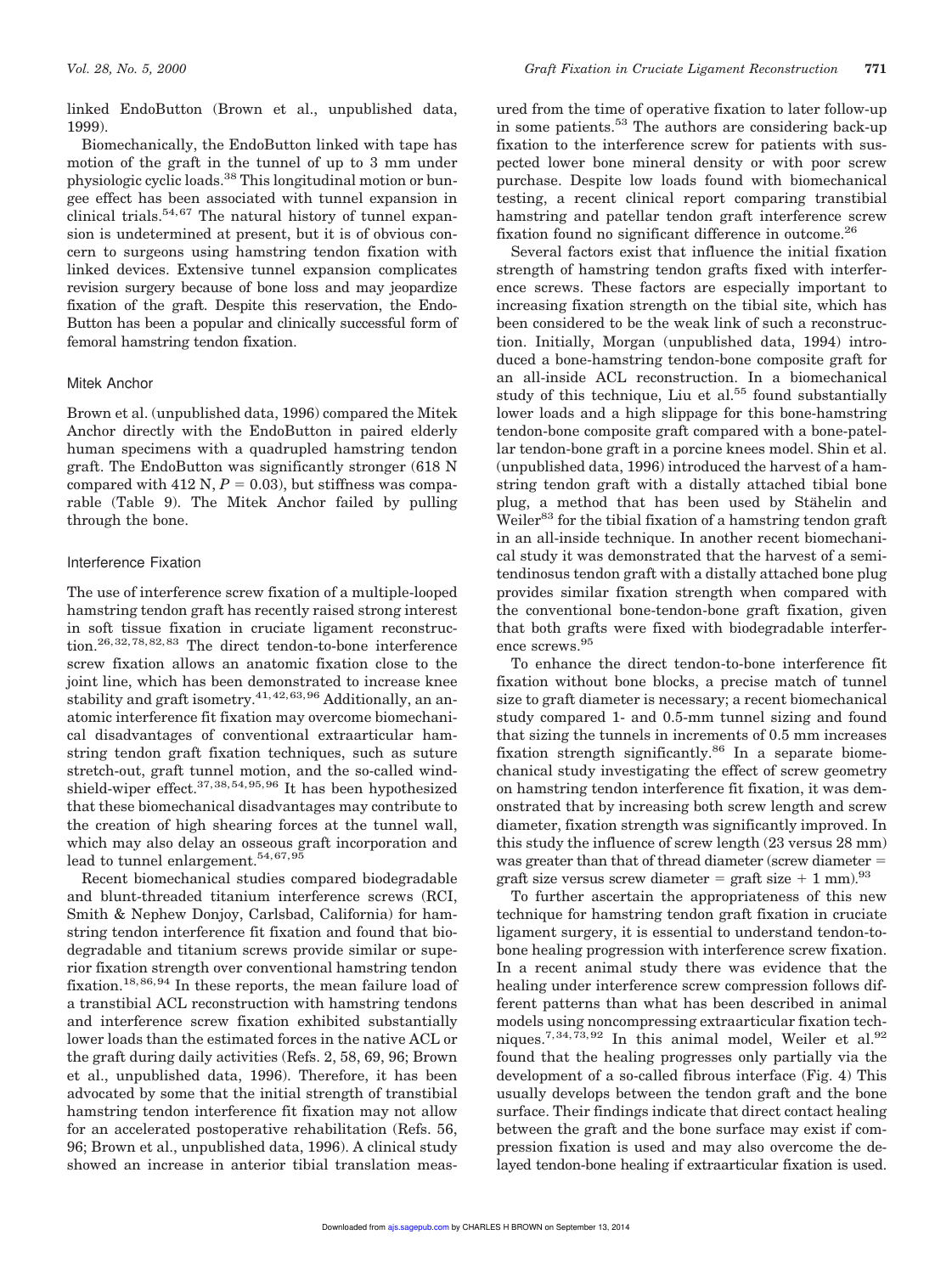linked EndoButton (Brown et al., unpublished data, 1999).

Biomechanically, the EndoButton linked with tape has motion of the graft in the tunnel of up to 3 mm under physiologic cyclic loads.[38] This longitudinal motion or bungee effect has been associated with tunnel expansion in clinical trials.[54,67] The natural history of tunnel expansion is undetermined at present, but it is of obvious concern to surgeons using hamstring tendon fixation with linked devices. Extensive tunnel expansion complicates revision surgery because of bone loss and may jeopardize fixation of the graft. Despite this reservation, the EndoButton has been a popular and clinically successful form of femoral hamstring tendon fixation.

### Mitek Anchor

Brown et al. (unpublished data, 1996) compared the Mitek Anchor directly with the EndoButton in paired elderly human specimens with a quadrupled hamstring tendon graft. The EndoButton was significantly stronger (618 N compared with 412 N, $P = 0.03$), but stiffness was comparable (Table 9). The Mitek Anchor failed by pulling through the bone.

### Interference Fixation

The use of interference screw fixation of a multiple-looped hamstring tendon graft has recently raised strong interest in soft tissue fixation in cruciate ligament reconstruction.[26,32,78,82,83] The direct tendon-to-bone interference screw fixation allows an anatomic fixation close to the joint line, which has been demonstrated to increase knee stability and graft isometry.[41,42,63,96] Additionally, an anatomic interference fit fixation may overcome biomechanical disadvantages of conventional extraarticular hamstring tendon graft fixation techniques, such as suture stretch-out, graft tunnel motion, and the so-called windshield-wiper effect.[37,38,54,95,96] It has been hypothesized that these biomechanical disadvantages may contribute to the creation of high shearing forces at the tunnel wall, which may also delay an osseous graft incorporation and lead to tunnel enlargement.[54,67,95]

Recent biomechanical studies compared biodegradable and blunt-threaded titanium interference screws (RCI, Smith & Nephew Donjoy, Carlsbad, California) for hamstring tendon interference fit fixation and found that biodegradable and titanium screws provide similar or superior fixation strength over conventional hamstring tendon fixation.[18,86,94] In these reports, the mean failure load of a transtibial ACL reconstruction with hamstring tendons and interference screw fixation exhibited substantially lower loads than the estimated forces in the native ACL or the graft during daily activities (Refs. 2, 58, 69, 96; Brown et al., unpublished data, 1996). Therefore, it has been advocated by some that the initial strength of transtibial hamstring tendon interference fit fixation may not allow for an accelerated postoperative rehabilitation (Refs. 56, 96; Brown et al., unpublished data, 1996). A clinical study showed an increase in anterior tibial translation measured from the time of operative fixation to later follow-up in some patients.[53] The authors are considering back-up fixation to the interference screw for patients with suspected lower bone mineral density or with poor screw purchase. Despite low loads found with biomechanical testing, a recent clinical report comparing transtibial hamstring and patellar tendon graft interference screw fixation found no significant difference in outcome.[26]

Several factors exist that influence the initial fixation strength of hamstring tendon grafts fixed with interference screws. These factors are especially important to increasing fixation strength on the tibial site, which has been considered to be the weak link of such a reconstruction. Initially, Morgan (unpublished data, 1994) introduced a bone-hamstring tendon-bone composite graft for an all-inside ACL reconstruction. In a biomechanical study of this technique, Liu et al.[55] found substantially lower loads and a high slippage for this bone-hamstring tendon-bone composite graft compared with a bone-patellar tendon-bone graft in a porcine knees model. Shin et al. (unpublished data, 1996) introduced the harvest of a hamstring tendon graft with a distally attached tibial bone plug, a method that has been used by Stähelin and Weiler[83] for the tibial fixation of a hamstring tendon graft in an all-inside technique. In another recent biomechanical study it was demonstrated that the harvest of a semitendinosus tendon graft with a distally attached bone plug provides similar fixation strength when compared with the conventional bone-tendon-bone graft fixation, given that both grafts were fixed with biodegradable interference screws.[95]

To enhance the direct tendon-to-bone interference fit fixation without bone blocks, a precise match of tunnel size to graft diameter is necessary; a recent biomechanical study compared 1- and 0.5-mm tunnel sizing and found that sizing the tunnels in increments of 0.5 mm increases fixation strength significantly.[86] In a separate biomechanical study investigating the effect of screw geometry on hamstring tendon interference fit fixation, it was demonstrated that by increasing both screw length and screw diameter, fixation strength was significantly improved. In this study the influence of screw length (23 versus 28 mm) was greater than that of thread diameter (screw diameter = graft size versus screw diameter = graft size + 1 mm).[93]

To further ascertain the appropriateness of this new technique for hamstring tendon graft fixation in cruciate ligament surgery, it is essential to understand tendon-to-bone healing progression with interference screw fixation. In a recent animal study there was evidence that the healing under interference screw compression follows different patterns than what has been described in animal models using noncompressing extraarticular fixation techniques.[7,34,73,92] In this animal model, Weiler et al.[92] found that the healing progresses only partially via the development of a so-called fibrous interface (Fig. 4) This usually develops between the tendon graft and the bone surface. Their findings indicate that direct contact healing between the graft and the bone surface may exist if compression fixation is used and may also overcome the delayed tendon-bone healing if extraarticular fixation is used.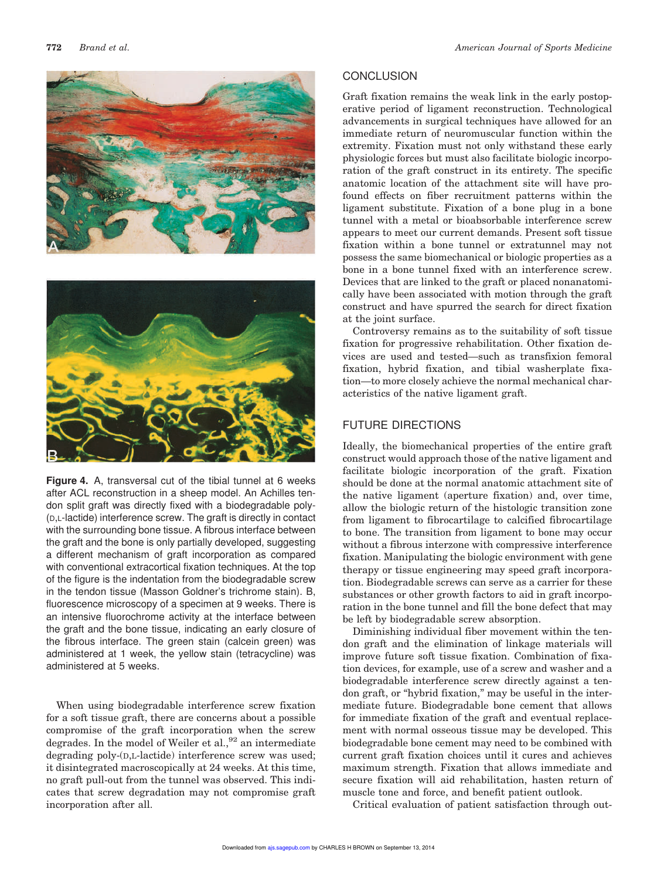**Figure 4.** A, transversal cut of the tibial tunnel at 6 weeks after ACL reconstruction in a sheep model. An Achilles tendon split graft was directly fixed with a biodegradable poly-(D,L-lactide) interference screw. The graft is directly in contact with the surrounding bone tissue. A fibrous interface between the graft and the bone is only partially developed, suggesting a different mechanism of graft incorporation as compared with conventional extracortical fixation techniques. At the top of the figure is the indentation from the biodegradable screw in the tendon tissue (Masson Goldner's trichrome stain). B, fluorescence microscopy of a specimen at 9 weeks. There is an intensive fluorochrome activity at the interface between the graft and the bone tissue, indicating an early closure of the fibrous interface. The green stain (calcein green) was administered at 1 week, the yellow stain (tetracycline) was administered at 5 weeks.

When using biodegradable interference screw fixation for a soft tissue graft, there are concerns about a possible compromise of the graft incorporation when the screw degrades. In the model of Weiler et al.,[92] an intermediate degrading poly-(D,L-lactide) interference screw was used; it disintegrated macroscopically at 24 weeks. At this time, no graft pull-out from the tunnel was observed. This indicates that screw degradation may not compromise graft incorporation after all.

## CONCLUSION

Graft fixation remains the weak link in the early postoperative period of ligament reconstruction. Technological advancements in surgical techniques have allowed for an immediate return of neuromuscular function within the extremity. Fixation must not only withstand these early physiologic forces but must also facilitate biologic incorporation of the graft construct in its entirety. The specific anatomic location of the attachment site will have profound effects on fiber recruitment patterns within the ligament substitute. Fixation of a bone plug in a bone tunnel with a metal or bioabsorbable interference screw appears to meet our current demands. Present soft tissue fixation within a bone tunnel or extratunnel may not possess the same biomechanical or biologic properties as a bone in a bone tunnel fixed with an interference screw. Devices that are linked to the graft or placed nonanatomically have been associated with motion through the graft construct and have spurred the search for direct fixation at the joint surface.

Controversy remains as to the suitability of soft tissue fixation for progressive rehabilitation. Other fixation devices are used and tested—such as transfixion femoral fixation, hybrid fixation, and tibial washerplate fixation—to more closely achieve the normal mechanical characteristics of the native ligament graft.

## FUTURE DIRECTIONS

Ideally, the biomechanical properties of the entire graft construct would approach those of the native ligament and facilitate biologic incorporation of the graft. Fixation should be done at the normal anatomic attachment site of the native ligament (aperture fixation) and, over time, allow the biologic return of the histologic transition zone from ligament to fibrocartilage to calcified fibrocartilage to bone. The transition from ligament to bone may occur without a fibrous interzone with compressive interference fixation. Manipulating the biologic environment with gene therapy or tissue engineering may speed graft incorporation. Biodegradable screws can serve as a carrier for these substances or other growth factors to aid in graft incorporation in the bone tunnel and fill the bone defect that may be left by biodegradable screw absorption.

Diminishing individual fiber movement within the tendon graft and the elimination of linkage materials will improve future soft tissue fixation. Combination of fixation devices, for example, use of a screw and washer and a biodegradable interference screw directly against a tendon graft, or "hybrid fixation," may be useful in the intermediate future. Biodegradable bone cement that allows for immediate fixation of the graft and eventual replacement with normal osseous tissue may be developed. This biodegradable bone cement may need to be combined with current graft fixation choices until it cures and achieves maximum strength. Fixation that allows immediate and secure fixation will aid rehabilitation, hasten return of muscle tone and force, and benefit patient outlook.

Critical evaluation of patient satisfaction through out-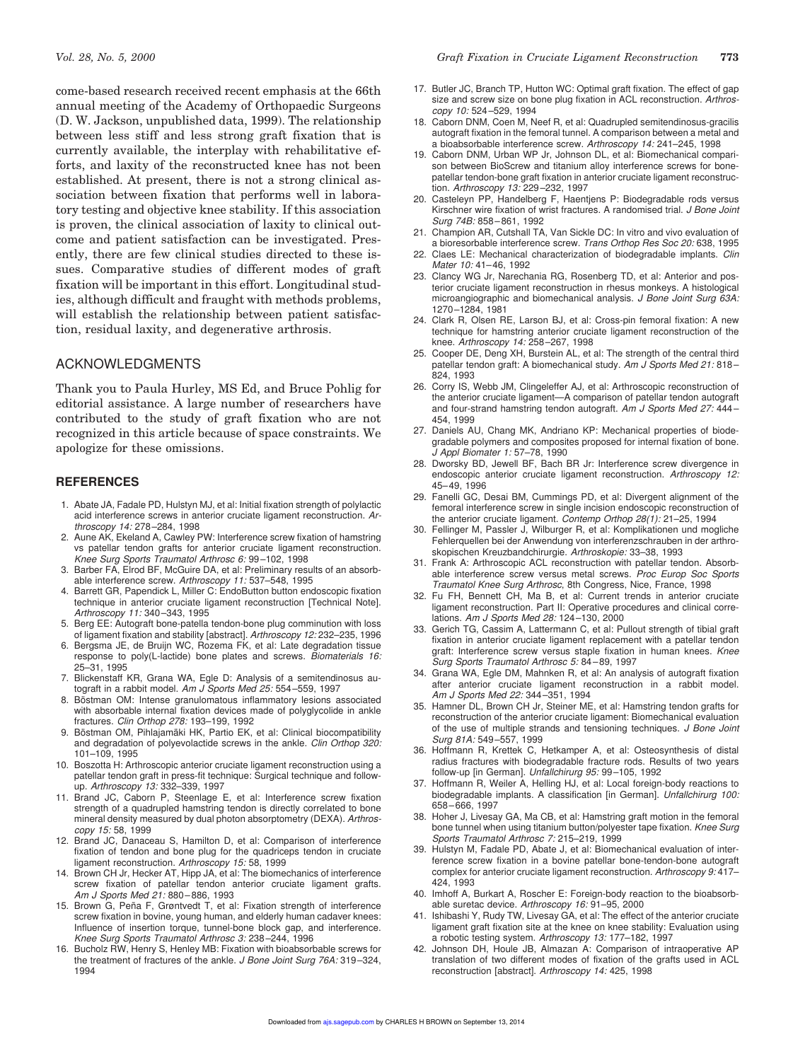come-based research received recent emphasis at the 66th annual meeting of the Academy of Orthopaedic Surgeons (D. W. Jackson, unpublished data, 1999). The relationship between less stiff and less strong graft fixation that is currently available, the interplay with rehabilitative efforts, and laxity of the reconstructed knee has not been established. At present, there is not a strong clinical association between fixation that performs well in laboratory testing and objective knee stability. If this association is proven, the clinical association of laxity to clinical outcome and patient satisfaction can be investigated. Presently, there are few clinical studies directed to these issues. Comparative studies of different modes of graft fixation will be important in this effort. Longitudinal studies, although difficult and fraught with methods problems, will establish the relationship between patient satisfaction, residual laxity, and degenerative arthrosis.

## ACKNOWLEDGMENTS

Thank you to Paula Hurley, MS Ed, and Bruce Pohlig for editorial assistance. A large number of researchers have contributed to the study of graft fixation who are not recognized in this article because of space constraints. We apologize for these omissions.

### REFERENCES

1. Abate JA, Fadale PD, Hulstyn MJ, et al: Initial fixation strength of polylactic acid interference screws in anterior cruciate ligament reconstruction. *Arthroscopy 14:* 278–284, 1998
2. Aune AK, Ekeland A, Cawley PW: Interference screw fixation of hamstring vs patellar tendon grafts for anterior cruciate ligament reconstruction. *Knee Surg Sports Traumatol Arthrosc 6:* 99–102, 1998
3. Barber FA, Elrod BF, McGuire DA, et al: Preliminary results of an absorbable interference screw. *Arthroscopy 11:* 537–548, 1995
4. Barrett GR, Papendick L, Miller C: EndoButton button endoscopic fixation technique in anterior cruciate ligament reconstruction [Technical Note]. *Arthroscopy 11:* 340–343, 1995
5. Berg EE: Autograft bone-patella tendon-bone plug comminution with loss of ligament fixation and stability [abstract]. *Arthroscopy 12:* 232–235, 1996
6. Bergsma JE, de Bruijn WC, Rozema FK, et al: Late degradation tissue response to poly(L-lactide) bone plates and screws. *Biomaterials 16:* 25–31, 1995
7. Blickenstaff KR, Grana WA, Egle D: Analysis of a semitendinosus autograft in a rabbit model. *Am J Sports Med 25:* 554–559, 1997
8. Böstman OM: Intense granulomatous inflammatory lesions associated with absorbable internal fixation devices made of polyglycolide in ankle fractures. *Clin Orthop 278:* 193–199, 1992
9. Böstman OM, Pihlajamäki HK, Partio EK, et al: Clinical biocompatibility and degradation of polyevolactide screws in the ankle. *Clin Orthop 320:* 101–109, 1995
10. Boszotta H: Arthroscopic anterior cruciate ligament reconstruction using a patellar tendon graft in press-fit technique: Surgical technique and follow-up. *Arthroscopy 13:* 332–339, 1997
11. Brand JC, Caborn P, Steenlage E, et al: Interference screw fixation strength of a quadrupled hamstring tendon is directly correlated to bone mineral density measured by dual photon absorptometry (DEXA). *Arthroscopy 15:* 58, 1999
12. Brand JC, Danaceau S, Hamilton D, et al: Comparison of interference fixation of tendon and bone plug for the quadriceps tendon in cruciate ligament reconstruction. *Arthroscopy 15:* 58, 1999
14. Brown CH Jr, Hecker AT, Hipp JA, et al: The biomechanics of interference screw fixation of patellar tendon anterior cruciate ligament grafts. *Am J Sports Med 21:* 880–886, 1993
15. Brown G, Peña F, Grøntvedt T, et al: Fixation strength of interference screw fixation in bovine, young human, and elderly human cadaver knees: Influence of insertion torque, tunnel-bone block gap, and interference. *Knee Surg Sports Traumatol Arthrosc 3:* 238–244, 1996
16. Bucholz RW, Henry S, Henley MB: Fixation with bioabsorbable screws for the treatment of fractures of the ankle. *J Bone Joint Surg 76A:* 319–324, 1994
17. Butler JC, Branch TP, Hutton WC: Optimal graft fixation. The effect of gap size and screw size on bone plug fixation in ACL reconstruction. *Arthroscopy 10:* 524–529, 1994
18. Caborn DNM, Coen M, Neef R, et al: Quadrupled semitendinosus-gracilis autograft fixation in the femoral tunnel. A comparison between a metal and a bioabsorbable interference screw. *Arthroscopy 14:* 241–245, 1998
19. Caborn DNM, Urban WP Jr, Johnson DL, et al: Biomechanical comparison between BioScrew and titanium alloy interference screws for bone-patellar tendon-bone graft fixation in anterior cruciate ligament reconstruction. *Arthroscopy 13:* 229–232, 1997
20. Casteleyn PP, Handelberg F, Haentjens P: Biodegradable rods versus Kirschner wire fixation of wrist fractures. A randomised trial. *J Bone Joint Surg 74B:* 858–861, 1992
21. Champion AR, Cutshall TA, Van Sickle DC: In vitro and vivo evaluation of a bioresorbable interference screw. *Trans Orthop Res Soc 20:* 638, 1995
22. Claes LE: Mechanical characterization of biodegradable implants. *Clin Mater 10:* 41–46, 1992
23. Clancy WG Jr, Narechania RG, Rosenberg TD, et al: Anterior and posterior cruciate ligament reconstruction in rhesus monkeys. A histological microangiographic and biomechanical analysis. *J Bone Joint Surg 63A:* 1270–1284, 1981
24. Clark R, Olsen RE, Larson BJ, et al: Cross-pin femoral fixation: A new technique for hamstring anterior cruciate ligament reconstruction of the knee. *Arthroscopy 14:* 258–267, 1998
25. Cooper DE, Deng XH, Burstein AL, et al: The strength of the central third patellar tendon graft: A biomechanical study. *Am J Sports Med 21:* 818–824, 1993
26. Corry IS, Webb JM, Clingeleffer AJ, et al: Arthroscopic reconstruction of the anterior cruciate ligament—A comparison of patellar tendon autograft and four-strand hamstring tendon autograft. *Am J Sports Med 27:* 444–454, 1999
27. Daniels AU, Chang MK, Andriano KP: Mechanical properties of biodegradable polymers and composites proposed for internal fixation of bone. *J Appl Biomater 1:* 57–78, 1990
28. Dworsky BD, Jewell BF, Bach BR Jr: Interference screw divergence in endoscopic anterior cruciate ligament reconstruction. *Arthroscopy 12:* 45–49, 1996
29. Fanelli GC, Desai BM, Cummings PD, et al: Divergent alignment of the femoral interference screw in single incision endoscopic reconstruction of the anterior cruciate ligament. *Contemp Orthop 28(1):* 21–25, 1994
30. Fellinger M, Passler J, Wilburger R, et al: Komplikationen und mogliche Fehlerquellen bei der Anwendung von interferenzschrauben in der arthroskopischen Kreuzbandchirurgie. *Arthroskopie:* 33–38, 1993
31. Frank A: Arthroscopic ACL reconstruction with patellar tendon. Absorbable interference screw versus metal screws. *Proc Europ Soc Sports Traumatol Knee Surg Arthrosc*, 8th Congress, Nice, France, 1998
32. Fu FH, Bennett CH, Ma B, et al: Current trends in anterior cruciate ligament reconstruction. Part II: Operative procedures and clinical correlations. *Am J Sports Med 28:* 124–130, 2000
33. Gerich TG, Cassim A, Lattermann C, et al: Pullout strength of tibial graft fixation in anterior cruciate ligament replacement with a patellar tendon graft: Interference screw versus staple fixation in human knees. *Knee Surg Sports Traumatol Arthrosc 5:* 84–89, 1997
34. Grana WA, Egle DM, Mahnken R, et al: An analysis of autograft fixation after anterior cruciate ligament reconstruction in a rabbit model. *Am J Sports Med 22:* 344–351, 1994
35. Hamner DL, Brown CH Jr, Steiner ME, et al: Hamstring tendon grafts for reconstruction of the anterior cruciate ligament: Biomechanical evaluation of the use of multiple strands and tensioning techniques. *J Bone Joint Surg 81A:* 549–557, 1999
36. Hoffmann R, Krettek C, Hetkamper A, et al: Osteosynthesis of distal radius fractures with biodegradable fracture rods. Results of two years follow-up [in German]. *Unfallchirurg 95:* 99–105, 1992
37. Hoffmann R, Weiler A, Helling HJ, et al: Local foreign-body reactions to biodegradable implants. A classification [in German]. *Unfallchirurg 100:* 658–666, 1997
38. Hoher J, Livesay GA, Ma CB, et al: Hamstring graft motion in the femoral bone tunnel when using titanium button/polyester tape fixation. *Knee Surg Sports Traumatol Arthrosc 7:* 215–219, 1999
39. Hulstyn M, Fadale PD, Abate J, et al: Biomechanical evaluation of interference screw fixation in a bovine patellar bone-tendon-bone autograft complex for anterior cruciate ligament reconstruction. *Arthroscopy 9:* 417–424, 1993
40. Imhoff A, Burkart A, Roscher E: Foreign-body reaction to the bioabsorbable suretac device. *Arthroscopy 16:* 91–95, 2000
41. Ishibashi Y, Rudy TW, Livesay GA, et al: The effect of the anterior cruciate ligament graft fixation site at the knee on knee stability: Evaluation using a robotic testing system. *Arthroscopy 13:* 177–182, 1997
42. Johnson DH, Houle JB, Almazan A: Comparison of intraoperative AP translation of two different modes of fixation of the grafts used in ACL reconstruction [abstract]. *Arthroscopy 14:* 425, 1998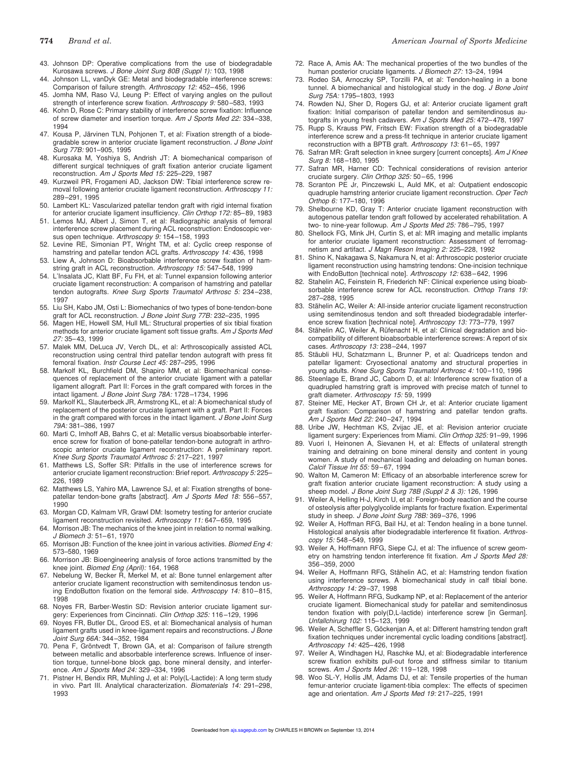43. Johnson DP: Operative complications from the use of biodegradable Kurosawa screws. *J Bone Joint Surg 80B (Suppl 1):* 103, 1998
44. Johnson LL, vanDyk GE: Metal and biodegradable interference screws: Comparison of failure strength. *Arthroscopy 12:* 452–456, 1996
45. Jomha NM, Raso VJ, Leung P: Effect of varying angles on the pullout strength of interference screw fixation. *Arthroscopy 9:* 580–583, 1993
46. Kohn D, Rose C: Primary stability of interference screw fixation: Influence of screw diameter and insertion torque. *Am J Sports Med 22:* 334–338, 1994
47. Kousa P, Järvinen TLN, Pohjonen T, et al: Fixation strength of a biodegradable screw in anterior cruciate ligament reconstruction. *J Bone Joint Surg 77B:* 901–905, 1995
48. Kurosaka M, Yoshiya S, Andrish JT: A biomechanical comparison of different surgical techniques of graft fixation anterior cruciate ligament reconstruction. *Am J Sports Med 15:* 225–229, 1987
49. Kurzweil PR, Frogameni AD, Jackson DW: Tibial interference screw removal following anterior cruciate ligament reconstruction. *Arthroscopy 11:* 289–291, 1995
50. Lambert KL: Vascularized patellar tendon graft with rigid internal fixation for anterior cruciate ligament insufficiency. *Clin Orthop 172:* 85–89, 1983
51. Lemos MJ, Albert J, Simon T, et al: Radiographic analysis of femoral interference screw placement during ACL reconstruction: Endoscopic versus open technique. *Arthroscopy 9:* 154–158, 1993
52. Levine RE, Simonian PT, Wright TM, et al: Cyclic creep response of hamstring and patellar tendon ACL grafts. *Arthroscopy 14:* 436, 1998
53. Liew A, Johnson D: Bioabsorbable interference screw fixation of hamstring graft in ACL reconstruction. *Arthroscopy 15:* 547–548, 1999
54. L'Insalata JC, Klatt BF, Fu FH, et al: Tunnel expansion following anterior cruciate ligament reconstruction: A comparison of hamstring and patellar tendon autografts. *Knee Surg Sports Traumatol Arthrosc 5:* 234–238, 1997
55. Liu SH, Kabo JM, Osti L: Biomechanics of two types of bone-tendon-bone graft for ACL reconstruction. *J Bone Joint Surg 77B:* 232–235, 1995
56. Magen HE, Howell SM, Hull ML: Structural properties of six tibial fixation methods for anterior cruciate ligament soft tissue grafts. *Am J Sports Med 27:* 35–43, 1999
57. Malek MM, DeLuca JV, Verch DL, et al: Arthroscopically assisted ACL reconstruction using central third patellar tendon autograft with press fit femoral fixation. *Instr Course Lect 45:* 287–295, 1996
58. Markolf KL, Burchfield DM, Shapiro MM, et al: Biomechanical consequences of replacement of the anterior cruciate ligament with a patellar ligament allograft. Part II: Forces in the graft compared with forces in the intact ligament. *J Bone Joint Surg 78A:* 1728–1734, 1996
59. Markolf KL, Slauterbeck JR, Armstrong KL, et al: A biomechanical study of replacement of the posterior cruciate ligament with a graft. Part II: Forces in the graft compared with forces in the intact ligament. *J Bone Joint Surg 79A:* 381–386, 1997
60. Marti C, Imhoff AB, Bahrs C, et al: Metallic versus bioabsorbable interference screw for fixation of bone-patellar tendon-bone autograft in arthroscopic anterior cruciate ligament reconstruction: A preliminary report. *Knee Surg Sports Traumatol Arthrosc 5:* 217–221, 1997
61. Matthews LS, Soffer SR: Pitfalls in the use of interference screws for anterior cruciate ligament reconstruction: Brief report. *Arthroscopy 5:* 225–226, 1989
62. Matthews LS, Yahiro MA, Lawrence SJ, et al: Fixation strengths of bone-patellar tendon-bone grafts [abstract]. *Am J Sports Med 18:* 556–557, 1990
63. Morgan CD, Kalmam VR, Grawl DM: Isometry testing for anterior cruciate ligament reconstruction revisited. *Arthroscopy 11:* 647–659, 1995
64. Morrison JB: The mechanics of the knee joint in relation to normal walking. *J Biomech 3:* 51–61, 1970
65. Morrison JB: Function of the knee joint in various activities. *Biomed Eng 4:* 573–580, 1969
66. Morrison JB: Bioengineering analysis of force actions transmitted by the knee joint. *Biomed Eng (April):* 164, 1968
67. Nebelung W, Becker R, Merkel M, et al: Bone tunnel enlargement after anterior cruciate ligament reconstruction with semitendinosus tendon using EndoButton fixation on the femoral side. *Arthroscopy 14:* 810–815, 1998
68. Noyes FR, Barber-Westin SD: Revision anterior cruciate ligament surgery: Experiences from Cincinnati. *Clin Orthop 325:* 116–129, 1996
69. Noyes FR, Butler DL, Grood ES, et al: Biomechanical analysis of human ligament grafts used in knee-ligament repairs and reconstructions. *J Bone Joint Surg 66A:* 344–352, 1984
70. Pena F, Gröntvedt T, Brown GA, et al: Comparison of failure strength between metallic and absorbable interference screws. Influence of insertion torque, tunnel-bone block gap, bone mineral density, and interference. *Am J Sports Med 24:* 329–334, 1996
71. Pistner H, Bendix RR, Muhling J, et al: Poly(L-Lactide): A long term study in vivo. Part III. Analytical characterization. *Biomaterials 14:* 291–298, 1993
72. Race A, Amis AA: The mechanical properties of the two bundles of the human posterior cruciate ligaments. *J Biomech 27:* 13–24, 1994
73. Rodeo SA, Arnoczky SP, Torzilli PA, et al: Tendon-healing in a bone tunnel. A biomechanical and histological study in the dog. *J Bone Joint Surg 75A:* 1795–1803, 1993
74. Rowden NJ, Sher D, Rogers GJ, et al: Anterior cruciate ligament graft fixation: Initial comparison of patellar tendon and semitendinosus autografts in young fresh cadavers. *Am J Sports Med 25:* 472–478, 1997
75. Rupp S, Krauss PW, Fritsch EW: Fixation strength of a biodegradable interference screw and a press-fit technique in anterior cruciate ligament reconstruction with a BPTB graft. *Arthroscopy 13:* 61–65, 1997
76. Safran MR: Graft selection in knee surgery [current concepts]. *Am J Knee Surg 8:* 168–180, 1995
77. Safran MR, Harner CD: Technical considerations of revision anterior cruciate surgery. *Clin Orthop 325:* 50–65, 1996
78. Scranton PE Jr, Pinczewski L, Auld MK, et al: Outpatient endoscopic quadruple hamstring anterior cruciate ligament reconstruction. *Oper Tech Orthop 6:* 177–180, 1996
79. Shelbourne KD, Gray T: Anterior cruciate ligament reconstruction with autogenous patellar tendon graft followed by accelerated rehabilitation. A two- to nine-year followup. *Am J Sports Med 25:* 786–795, 1997
80. Shellock FG, Mink JH, Curtin S, et al: MR imaging and metallic implants for anterior cruciate ligament reconstruction: Assessment of ferromagnetism and artifact. *J Magn Reson Imaging 2:* 225–228, 1992
81. Shino K, Nakagawa S, Nakamura N, et al: Arthroscopic posterior cruciate ligament reconstruction using hamstring tendons: One-incision technique with EndoButton [technical note]. *Arthroscopy 12:* 638–642, 1996
82. Stahelin AC, Feinstein R, Friederich NF: Clinical experience using bioabsorbable interference screw for ACL reconstruction. *Orthop Trans 19:* 287–288, 1995
83. Stähelin AC, Weiler A: All-inside anterior cruciate ligament reconstruction using semitendinosus tendon and soft threaded biodegradable interference screw fixation [technical note]. *Arthroscopy 13:* 773–779, 1997
84. Stähelin AC, Weiler A, Rüfenacht H, et al: Clinical degradation and biocompatibility of different bioabsorbable interference screws: A report of six cases. *Arthroscopy 13:* 238–244, 1997
85. Stäubli HU, Schatzmann L, Brunner P, et al: Quadriceps tendon and patellar ligament: Cryosectional anatomy and structural properties in young adults. *Knee Surg Sports Traumatol Arthrosc 4:* 100–110, 1996
86. Steenlage E, Brand JC, Caborn D, et al: Interference screw fixation of a quadrupled hamstring graft is improved with precise match of tunnel to graft diameter. *Arthroscopy 15:* 59, 1999
87. Steiner ME, Hecker AT, Brown CH Jr, et al: Anterior cruciate ligament graft fixation: Comparison of hamstring and patellar tendon grafts. *Am J Sports Med 22:* 240–247, 1994
88. Uribe JW, Hechtman KS, Zvijac JE, et al: Revision anterior cruciate ligament surgery: Experiences from Miami. *Clin Orthop 325:* 91–99, 1996
89. Vuori I, Heinonen A, Sievanen H, et al: Effects of unilateral strength training and detraining on bone mineral density and content in young women. A study of mechanical loading and deloading on human bones. *Calcif Tissue Int 55:* 59–67, 1994
90. Walton M, Cameron M: Efficacy of an absorbable interference screw for graft fixation anterior cruciate ligament reconstruction: A study using a sheep model. *J Bone Joint Surg 78B (Suppl 2 & 3):* 126, 1996
91. Weiler A, Helling H-J, Kirch U, et al: Foreign-body reaction and the course of osteolysis after polyglycolide implants for fracture fixation. Experimental study in sheep. *J Bone Joint Surg 78B:* 369–376, 1996
92. Weiler A, Hoffman RFG, Bail HJ, et al: Tendon healing in a bone tunnel. Histological analysis after biodegradable interference fit fixation. *Arthroscopy 15:* 548–549, 1999
93. Weiler A, Hoffmann RFG, Siepe CJ, et al: The influence of screw geometry on hamstring tendon interference fit fixation. *Am J Sports Med 28:* 356–359, 2000
94. Weiler A, Hoffmann RFG, Stähelin AC, et al: Hamstring tendon fixation using interference screws. A biomechanical study in calf tibial bone. *Arthroscopy 14:* 29–37, 1998
95. Weiler A, Hoffmann RFG, Sudkamp NP, et al: Replacement of the anterior cruciate ligament. Biomechanical study for patellar and semitendinosus tendon fixation with poly(D,L-lactide) interference screw [in German]. *Unfallchirurg 102:* 115–123, 1999
96. Weiler A, Scheffler S, Göckenjan A, et al: Different hamstring tendon graft fixation techniques under incremental cyclic loading conditions [abstract]. *Arthroscopy 14:* 425–426, 1998
97. Weiler A, Windhagen HJ, Raschke MJ, et al: Biodegradable interference screw fixation exhibits pull-out force and stiffness similar to titanium screws. *Am J Sports Med 26:* 119–128, 1998
98. Woo SL-Y, Hollis JM, Adams DJ, et al: Tensile properties of the human femur-anterior cruciate ligament-tibia complex: The effects of specimen age and orientation. *Am J Sports Med 19:* 217–225, 1991